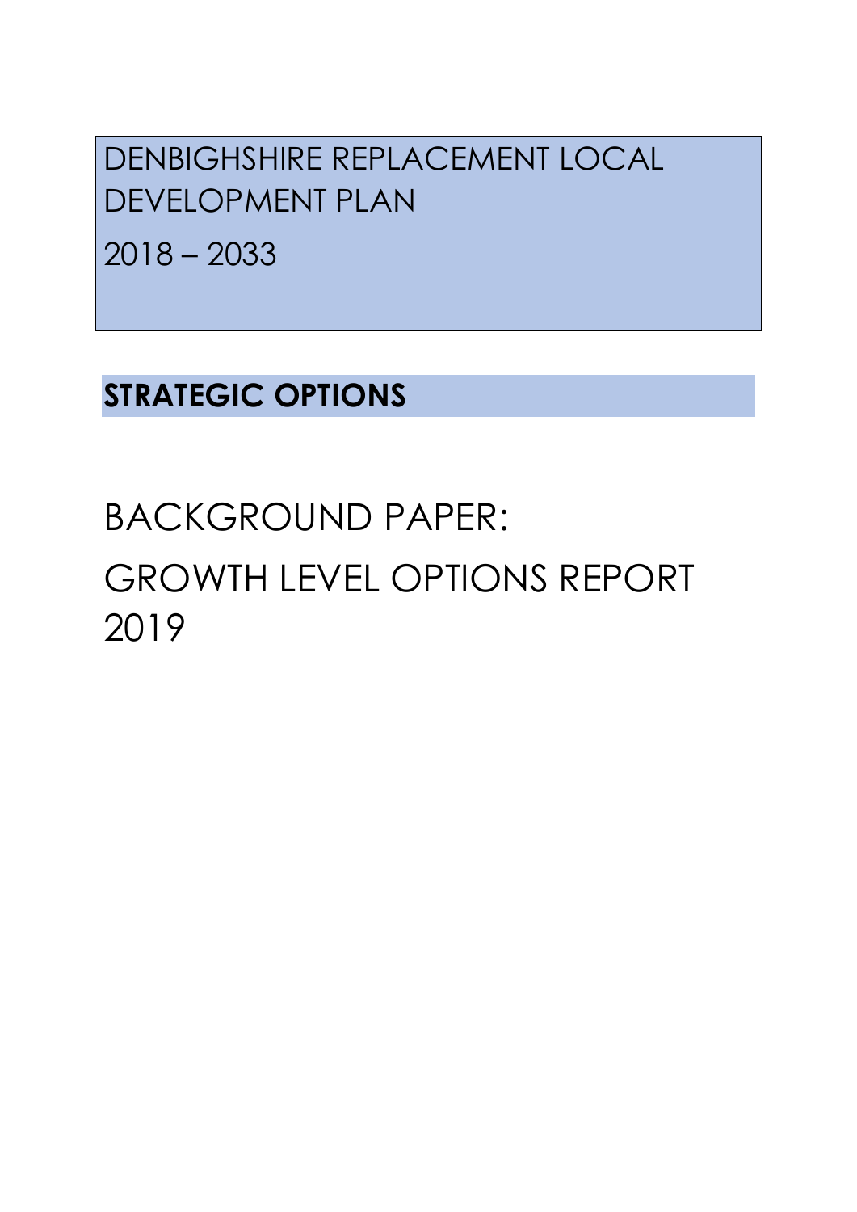# DENBIGHSHIRE REPLACEMENT LOCAL DEVELOPMENT PLAN

# 2018 – 2033

## STRATEGIC OPTIONS

# BACKGROUND PAPER:

# GROWTH LEVEL OPTIONS REPORT 2019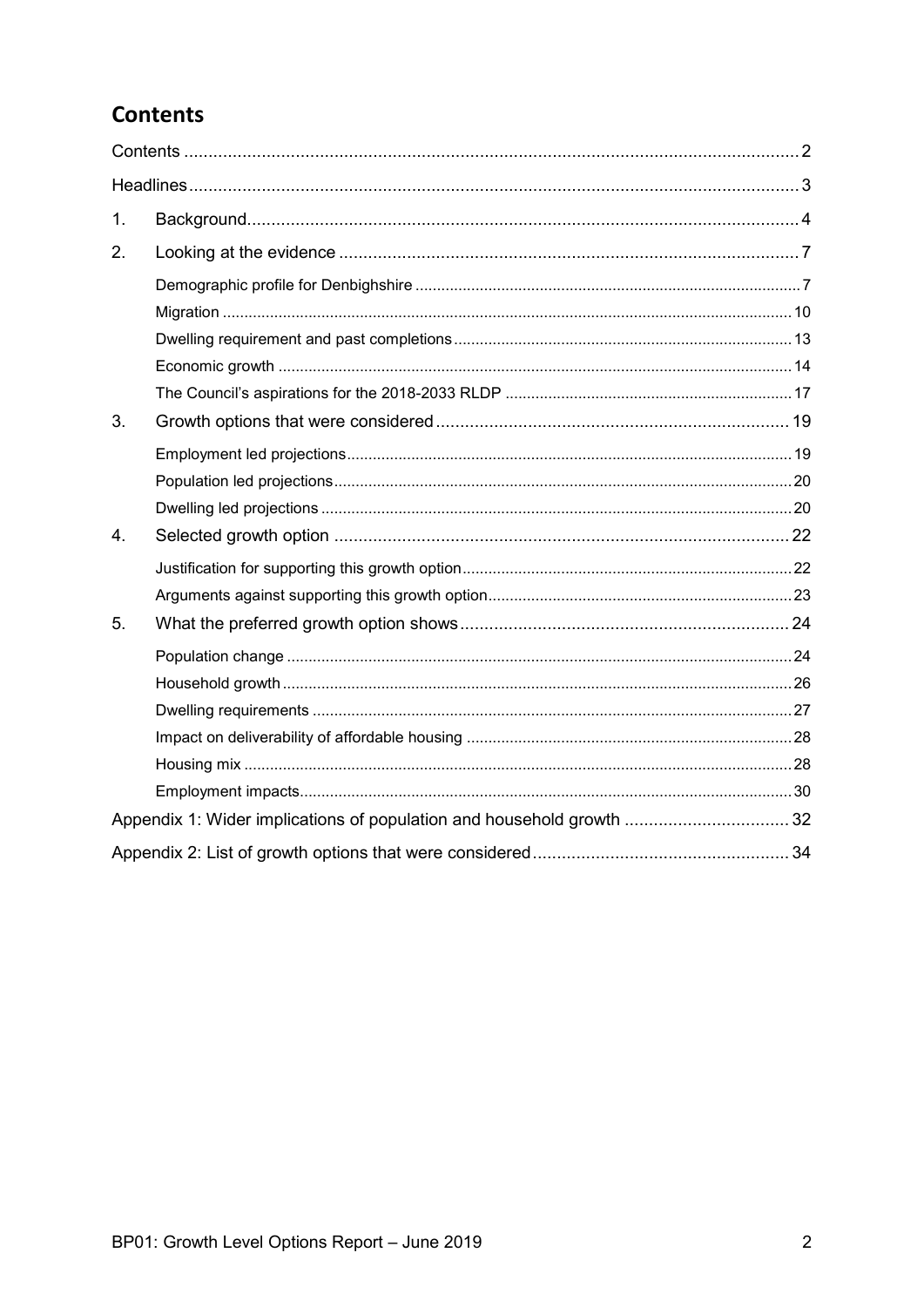# Contents

Contents ..... 2

Headlines ..... 3

1. Background ..... 4
2. Looking at the evidence ..... 7
   - Demographic profile for Denbighshire ..... 7
   - Migration ..... 10
   - Dwelling requirement and past completions ..... 13
   - Economic growth ..... 14
   - The Council's aspirations for the 2018-2033 RLDP ..... 17
3. Growth options that were considered ..... 19
   - Employment led projections ..... 19
   - Population led projections ..... 20
   - Dwelling led projections ..... 20
4. Selected growth option ..... 22
   - Justification for supporting this growth option ..... 22
   - Arguments against supporting this growth option ..... 23
5. What the preferred growth option shows ..... 24
   - Population change ..... 24
   - Household growth ..... 26
   - Dwelling requirements ..... 27
   - Impact on deliverability of affordable housing ..... 28
   - Housing mix ..... 28
   - Employment impacts ..... 30

Appendix 1: Wider implications of population and household growth ..... 32

Appendix 2: List of growth options that were considered ..... 34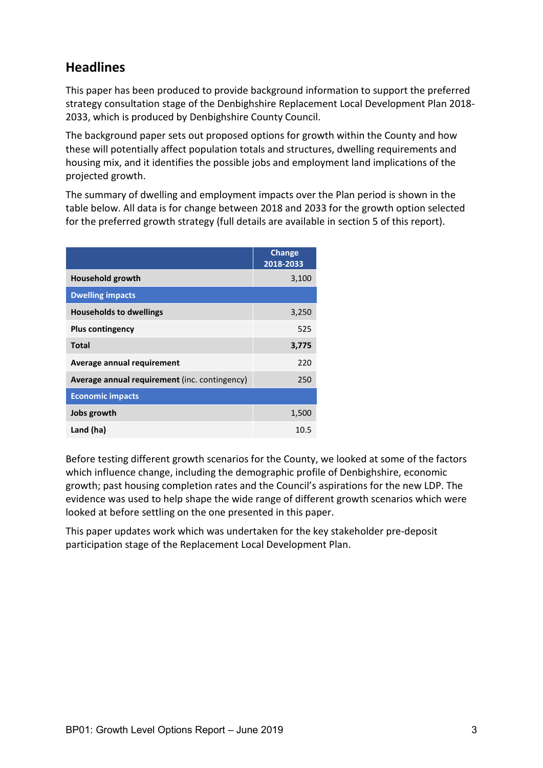## Headlines

This paper has been produced to provide background information to support the preferred strategy consultation stage of the Denbighshire Replacement Local Development Plan 2018-2033, which is produced by Denbighshire County Council.

The background paper sets out proposed options for growth within the County and how these will potentially affect population totals and structures, dwelling requirements and housing mix, and it identifies the possible jobs and employment land implications of the projected growth.

The summary of dwelling and employment impacts over the Plan period is shown in the table below. All data is for change between 2018 and 2033 for the growth option selected for the preferred growth strategy (full details are available in section 5 of this report).

| | Change 2018-2033 |
|---|---|
| **Household growth** | 3,100 |
| **Dwelling impacts** | |
| **Households to dwellings** | 3,250 |
| **Plus contingency** | 525 |
| **Total** | **3,775** |
| **Average annual requirement** | 220 |
| **Average annual requirement** (inc. contingency) | 250 |
| **Economic impacts** | |
| **Jobs growth** | 1,500 |
| **Land (ha)** | 10.5 |

Before testing different growth scenarios for the County, we looked at some of the factors which influence change, including the demographic profile of Denbighshire, economic growth; past housing completion rates and the Council's aspirations for the new LDP. The evidence was used to help shape the wide range of different growth scenarios which were looked at before settling on the one presented in this paper.

This paper updates work which was undertaken for the key stakeholder pre-deposit participation stage of the Replacement Local Development Plan.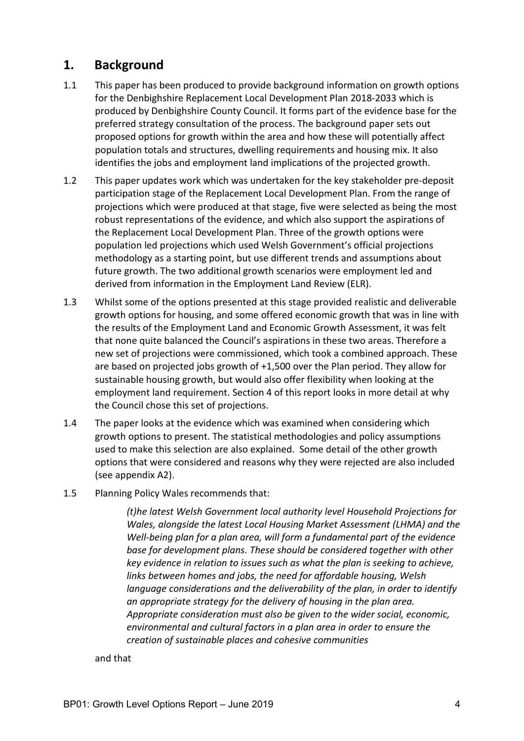## 1. Background

1.1 This paper has been produced to provide background information on growth options for the Denbighshire Replacement Local Development Plan 2018-2033 which is produced by Denbighshire County Council. It forms part of the evidence base for the preferred strategy consultation of the process. The background paper sets out proposed options for growth within the area and how these will potentially affect population totals and structures, dwelling requirements and housing mix. It also identifies the jobs and employment land implications of the projected growth.

1.2 This paper updates work which was undertaken for the key stakeholder pre-deposit participation stage of the Replacement Local Development Plan. From the range of projections which were produced at that stage, five were selected as being the most robust representations of the evidence, and which also support the aspirations of the Replacement Local Development Plan. Three of the growth options were population led projections which used Welsh Government's official projections methodology as a starting point, but use different trends and assumptions about future growth. The two additional growth scenarios were employment led and derived from information in the Employment Land Review (ELR).

1.3 Whilst some of the options presented at this stage provided realistic and deliverable growth options for housing, and some offered economic growth that was in line with the results of the Employment Land and Economic Growth Assessment, it was felt that none quite balanced the Council's aspirations in these two areas. Therefore a new set of projections were commissioned, which took a combined approach. These are based on projected jobs growth of +1,500 over the Plan period. They allow for sustainable housing growth, but would also offer flexibility when looking at the employment land requirement. Section 4 of this report looks in more detail at why the Council chose this set of projections.

1.4 The paper looks at the evidence which was examined when considering which growth options to present. The statistical methodologies and policy assumptions used to make this selection are also explained. Some detail of the other growth options that were considered and reasons why they were rejected are also included (see appendix A2).

1.5 Planning Policy Wales recommends that:

> *(t)he latest Welsh Government local authority level Household Projections for Wales, alongside the latest Local Housing Market Assessment (LHMA) and the Well-being plan for a plan area, will form a fundamental part of the evidence base for development plans. These should be considered together with other key evidence in relation to issues such as what the plan is seeking to achieve, links between homes and jobs, the need for affordable housing, Welsh language considerations and the deliverability of the plan, in order to identify an appropriate strategy for the delivery of housing in the plan area. Appropriate consideration must also be given to the wider social, economic, environmental and cultural factors in a plan area in order to ensure the creation of sustainable places and cohesive communities*

and that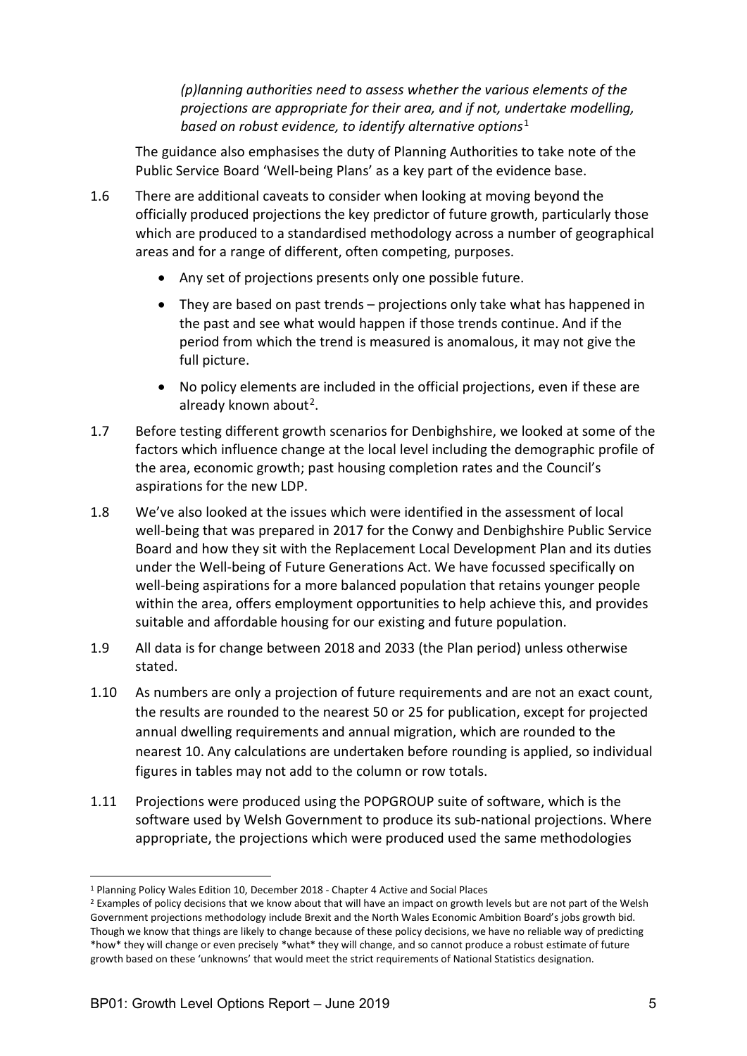*(p)lanning authorities need to assess whether the various elements of the projections are appropriate for their area, and if not, undertake modelling, based on robust evidence, to identify alternative options*[1]

The guidance also emphasises the duty of Planning Authorities to take note of the Public Service Board 'Well-being Plans' as a key part of the evidence base.

1.6 There are additional caveats to consider when looking at moving beyond the officially produced projections the key predictor of future growth, particularly those which are produced to a standardised methodology across a number of geographical areas and for a range of different, often competing, purposes.

- Any set of projections presents only one possible future.
- They are based on past trends – projections only take what has happened in the past and see what would happen if those trends continue. And if the period from which the trend is measured is anomalous, it may not give the full picture.
- No policy elements are included in the official projections, even if these are already known about[2].

1.7 Before testing different growth scenarios for Denbighshire, we looked at some of the factors which influence change at the local level including the demographic profile of the area, economic growth; past housing completion rates and the Council's aspirations for the new LDP.

1.8 We've also looked at the issues which were identified in the assessment of local well-being that was prepared in 2017 for the Conwy and Denbighshire Public Service Board and how they sit with the Replacement Local Development Plan and its duties under the Well-being of Future Generations Act. We have focussed specifically on well-being aspirations for a more balanced population that retains younger people within the area, offers employment opportunities to help achieve this, and provides suitable and affordable housing for our existing and future population.

1.9 All data is for change between 2018 and 2033 (the Plan period) unless otherwise stated.

1.10 As numbers are only a projection of future requirements and are not an exact count, the results are rounded to the nearest 50 or 25 for publication, except for projected annual dwelling requirements and annual migration, which are rounded to the nearest 10. Any calculations are undertaken before rounding is applied, so individual figures in tables may not add to the column or row totals.

1.11 Projections were produced using the POPGROUP suite of software, which is the software used by Welsh Government to produce its sub-national projections. Where appropriate, the projections which were produced used the same methodologies

---

[1] Planning Policy Wales Edition 10, December 2018 - Chapter 4 Active and Social Places

[2] Examples of policy decisions that we know about that will have an impact on growth levels but are not part of the Welsh Government projections methodology include Brexit and the North Wales Economic Ambition Board's jobs growth bid. Though we know that things are likely to change because of these policy decisions, we have no reliable way of predicting *how* they will change or even precisely *what* they will change, and so cannot produce a robust estimate of future growth based on these 'unknowns' that would meet the strict requirements of National Statistics designation.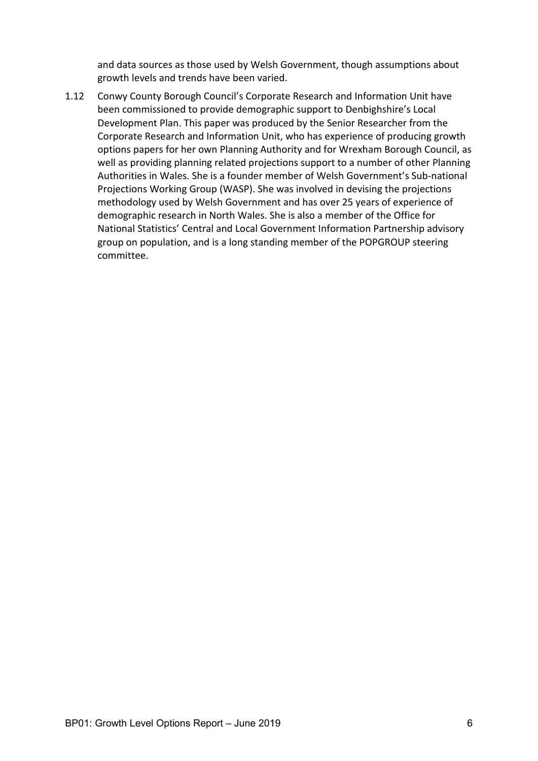and data sources as those used by Welsh Government, though assumptions about growth levels and trends have been varied.

1.12 Conwy County Borough Council's Corporate Research and Information Unit have been commissioned to provide demographic support to Denbighshire's Local Development Plan. This paper was produced by the Senior Researcher from the Corporate Research and Information Unit, who has experience of producing growth options papers for her own Planning Authority and for Wrexham Borough Council, as well as providing planning related projections support to a number of other Planning Authorities in Wales. She is a founder member of Welsh Government's Sub-national Projections Working Group (WASP). She was involved in devising the projections methodology used by Welsh Government and has over 25 years of experience of demographic research in North Wales. She is also a member of the Office for National Statistics' Central and Local Government Information Partnership advisory group on population, and is a long standing member of the POPGROUP steering committee.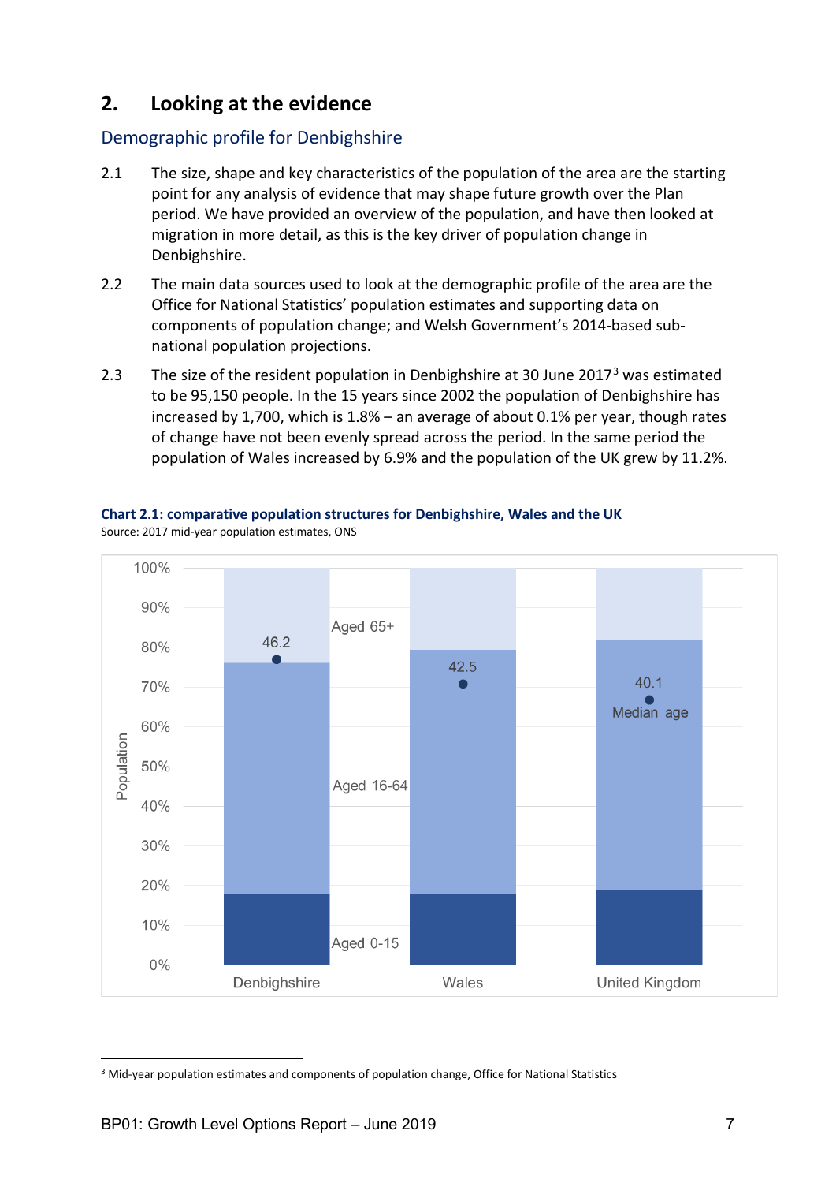## 2. Looking at the evidence

### Demographic profile for Denbighshire

2.1 The size, shape and key characteristics of the population of the area are the starting point for any analysis of evidence that may shape future growth over the Plan period. We have provided an overview of the population, and have then looked at migration in more detail, as this is the key driver of population change in Denbighshire.

2.2 The main data sources used to look at the demographic profile of the area are the Office for National Statistics' population estimates and supporting data on components of population change; and Welsh Government's 2014-based sub-national population projections.

2.3 The size of the resident population in Denbighshire at 30 June 2017[3] was estimated to be 95,150 people. In the 15 years since 2002 the population of Denbighshire has increased by 1,700, which is 1.8% – an average of about 0.1% per year, though rates of change have not been evenly spread across the period. In the same period the population of Wales increased by 6.9% and the population of the UK grew by 11.2%.

**Chart 2.1: comparative population structures for Denbighshire, Wales and the UK**

Source: 2017 mid-year population estimates, ONS

| | Denbighshire | Wales | United Kingdom |
|---|---|---|---|
| Median age | 46.2 | 42.5 | 40.1 |

[3] Mid-year population estimates and components of population change, Office for National Statistics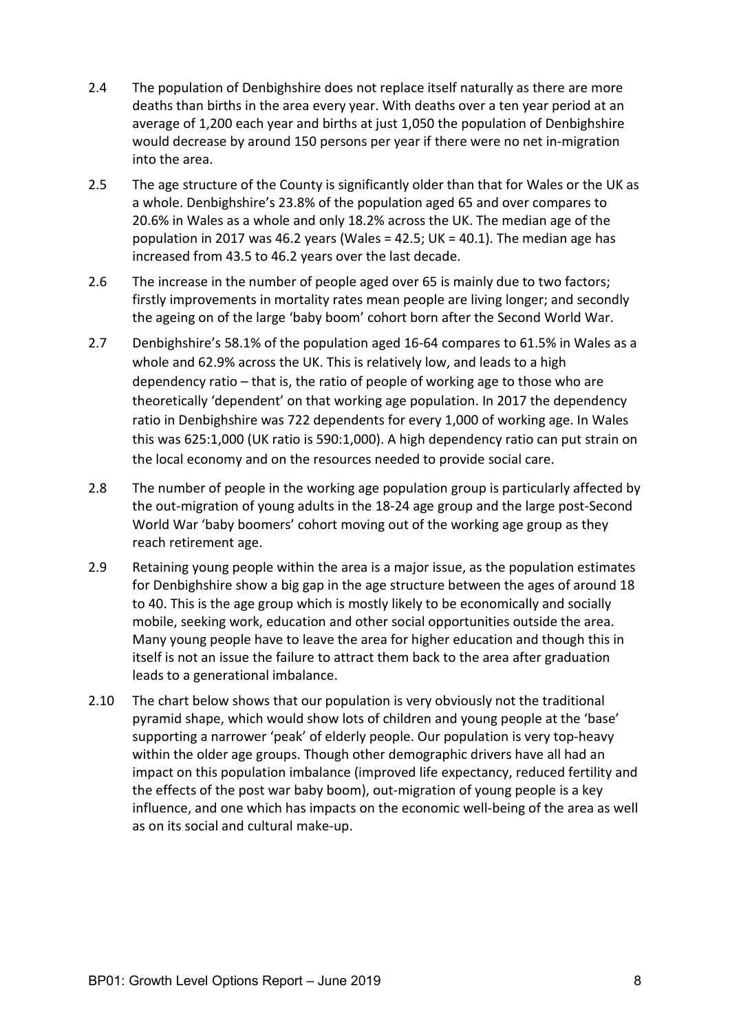2.4 The population of Denbighshire does not replace itself naturally as there are more deaths than births in the area every year. With deaths over a ten year period at an average of 1,200 each year and births at just 1,050 the population of Denbighshire would decrease by around 150 persons per year if there were no net in-migration into the area.

2.5 The age structure of the County is significantly older than that for Wales or the UK as a whole. Denbighshire's 23.8% of the population aged 65 and over compares to 20.6% in Wales as a whole and only 18.2% across the UK. The median age of the population in 2017 was 46.2 years (Wales = 42.5; UK = 40.1). The median age has increased from 43.5 to 46.2 years over the last decade.

2.6 The increase in the number of people aged over 65 is mainly due to two factors; firstly improvements in mortality rates mean people are living longer; and secondly the ageing on of the large 'baby boom' cohort born after the Second World War.

2.7 Denbighshire's 58.1% of the population aged 16-64 compares to 61.5% in Wales as a whole and 62.9% across the UK. This is relatively low, and leads to a high dependency ratio – that is, the ratio of people of working age to those who are theoretically 'dependent' on that working age population. In 2017 the dependency ratio in Denbighshire was 722 dependents for every 1,000 of working age. In Wales this was 625:1,000 (UK ratio is 590:1,000). A high dependency ratio can put strain on the local economy and on the resources needed to provide social care.

2.8 The number of people in the working age population group is particularly affected by the out-migration of young adults in the 18-24 age group and the large post-Second World War 'baby boomers' cohort moving out of the working age group as they reach retirement age.

2.9 Retaining young people within the area is a major issue, as the population estimates for Denbighshire show a big gap in the age structure between the ages of around 18 to 40. This is the age group which is mostly likely to be economically and socially mobile, seeking work, education and other social opportunities outside the area. Many young people have to leave the area for higher education and though this in itself is not an issue the failure to attract them back to the area after graduation leads to a generational imbalance.

2.10 The chart below shows that our population is very obviously not the traditional pyramid shape, which would show lots of children and young people at the 'base' supporting a narrower 'peak' of elderly people. Our population is very top-heavy within the older age groups. Though other demographic drivers have all had an impact on this population imbalance (improved life expectancy, reduced fertility and the effects of the post war baby boom), out-migration of young people is a key influence, and one which has impacts on the economic well-being of the area as well as on its social and cultural make-up.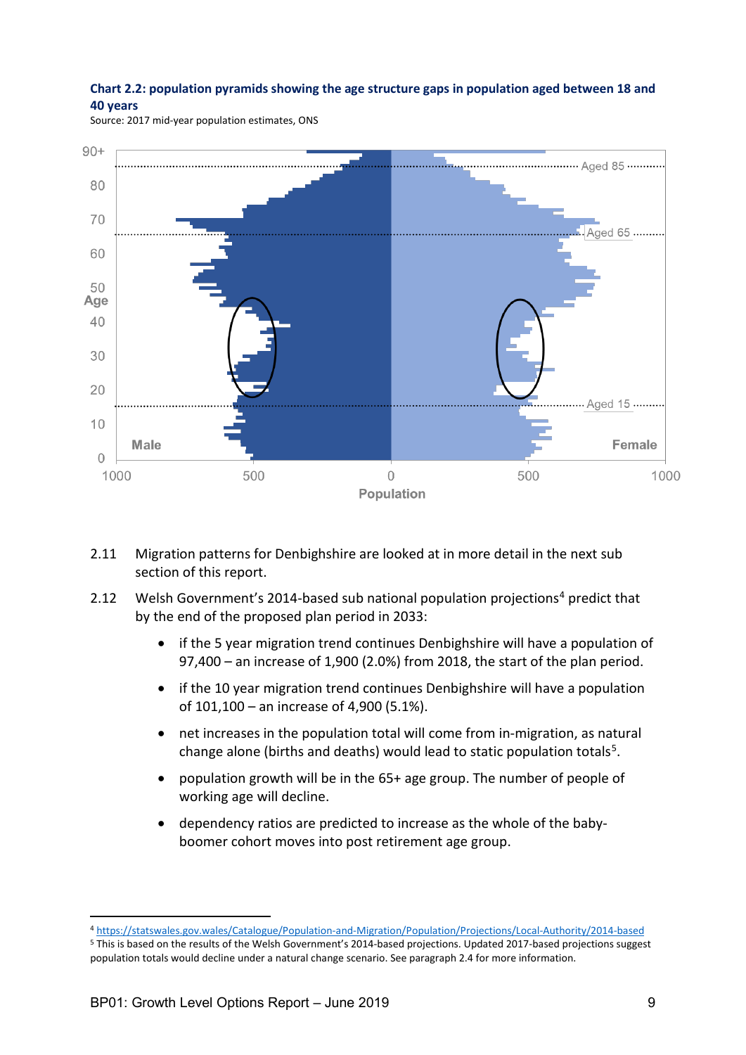**Chart 2.2: population pyramids showing the age structure gaps in population aged between 18 and 40 years**

Source: 2017 mid-year population estimates, ONS

2.11 Migration patterns for Denbighshire are looked at in more detail in the next sub section of this report.

2.12 Welsh Government's 2014-based sub national population projections[4] predict that by the end of the proposed plan period in 2033:

- if the 5 year migration trend continues Denbighshire will have a population of 97,400 – an increase of 1,900 (2.0%) from 2018, the start of the plan period.
- if the 10 year migration trend continues Denbighshire will have a population of 101,100 – an increase of 4,900 (5.1%).
- net increases in the population total will come from in-migration, as natural change alone (births and deaths) would lead to static population totals[5].
- population growth will be in the 65+ age group. The number of people of working age will decline.
- dependency ratios are predicted to increase as the whole of the baby-boomer cohort moves into post retirement age group.

---

[4] https://statswales.gov.wales/Catalogue/Population-and-Migration/Population/Projections/Local-Authority/2014-based

[5] This is based on the results of the Welsh Government's 2014-based projections. Updated 2017-based projections suggest population totals would decline under a natural change scenario. See paragraph 2.4 for more information.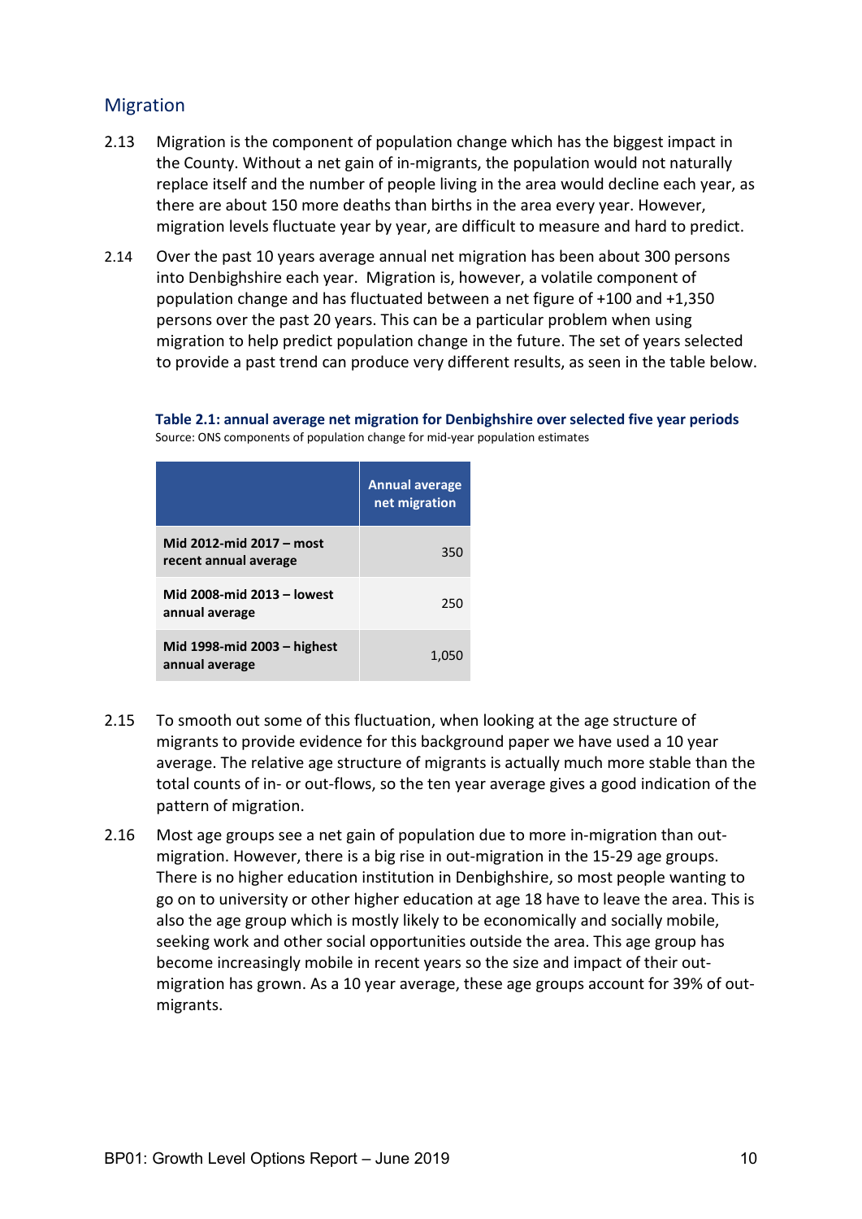## Migration

2.13 Migration is the component of population change which has the biggest impact in the County. Without a net gain of in-migrants, the population would not naturally replace itself and the number of people living in the area would decline each year, as there are about 150 more deaths than births in the area every year. However, migration levels fluctuate year by year, are difficult to measure and hard to predict.

2.14 Over the past 10 years average annual net migration has been about 300 persons into Denbighshire each year. Migration is, however, a volatile component of population change and has fluctuated between a net figure of +100 and +1,350 persons over the past 20 years. This can be a particular problem when using migration to help predict population change in the future. The set of years selected to provide a past trend can produce very different results, as seen in the table below.

**Table 2.1: annual average net migration for Denbighshire over selected five year periods**
Source: ONS components of population change for mid-year population estimates

| | Annual average net migration |
|---|---|
| **Mid 2012-mid 2017 – most recent annual average** | 350 |
| **Mid 2008-mid 2013 – lowest annual average** | 250 |
| **Mid 1998-mid 2003 – highest annual average** | 1,050 |

2.15 To smooth out some of this fluctuation, when looking at the age structure of migrants to provide evidence for this background paper we have used a 10 year average. The relative age structure of migrants is actually much more stable than the total counts of in- or out-flows, so the ten year average gives a good indication of the pattern of migration.

2.16 Most age groups see a net gain of population due to more in-migration than out-migration. However, there is a big rise in out-migration in the 15-29 age groups. There is no higher education institution in Denbighshire, so most people wanting to go on to university or other higher education at age 18 have to leave the area. This is also the age group which is mostly likely to be economically and socially mobile, seeking work and other social opportunities outside the area. This age group has become increasingly mobile in recent years so the size and impact of their out-migration has grown. As a 10 year average, these age groups account for 39% of out-migrants.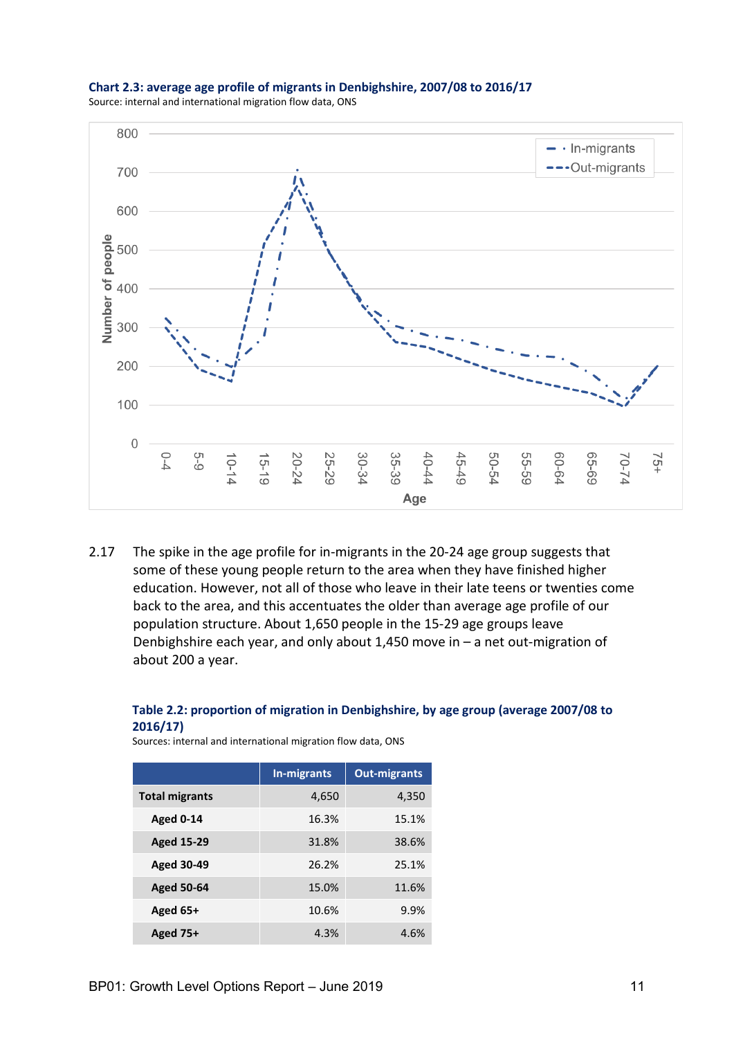**Chart 2.3: average age profile of migrants in Denbighshire, 2007/08 to 2016/17**

Source: internal and international migration flow data, ONS

2.17 The spike in the age profile for in-migrants in the 20-24 age group suggests that some of these young people return to the area when they have finished higher education. However, not all of those who leave in their late teens or twenties come back to the area, and this accentuates the older than average age profile of our population structure. About 1,650 people in the 15-29 age groups leave Denbighshire each year, and only about 1,450 move in – a net out-migration of about 200 a year.

**Table 2.2: proportion of migration in Denbighshire, by age group (average 2007/08 to 2016/17)**

Sources: internal and international migration flow data, ONS

| | In-migrants | Out-migrants |
|---|---|---|
| **Total migrants** | 4,650 | 4,350 |
| **Aged 0-14** | 16.3% | 15.1% |
| **Aged 15-29** | 31.8% | 38.6% |
| **Aged 30-49** | 26.2% | 25.1% |
| **Aged 50-64** | 15.0% | 11.6% |
| **Aged 65+** | 10.6% | 9.9% |
| **Aged 75+** | 4.3% | 4.6% |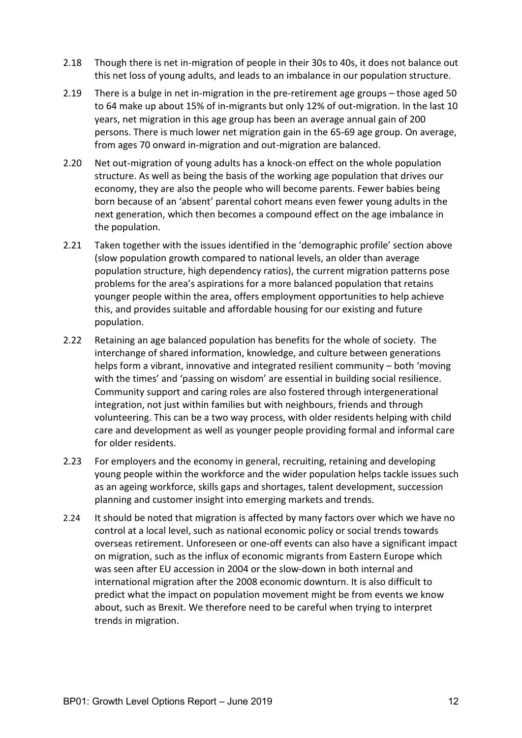2.18 Though there is net in-migration of people in their 30s to 40s, it does not balance out this net loss of young adults, and leads to an imbalance in our population structure.

2.19 There is a bulge in net in-migration in the pre-retirement age groups – those aged 50 to 64 make up about 15% of in-migrants but only 12% of out-migration. In the last 10 years, net migration in this age group has been an average annual gain of 200 persons. There is much lower net migration gain in the 65-69 age group. On average, from ages 70 onward in-migration and out-migration are balanced.

2.20 Net out-migration of young adults has a knock-on effect on the whole population structure. As well as being the basis of the working age population that drives our economy, they are also the people who will become parents. Fewer babies being born because of an 'absent' parental cohort means even fewer young adults in the next generation, which then becomes a compound effect on the age imbalance in the population.

2.21 Taken together with the issues identified in the 'demographic profile' section above (slow population growth compared to national levels, an older than average population structure, high dependency ratios), the current migration patterns pose problems for the area's aspirations for a more balanced population that retains younger people within the area, offers employment opportunities to help achieve this, and provides suitable and affordable housing for our existing and future population.

2.22 Retaining an age balanced population has benefits for the whole of society. The interchange of shared information, knowledge, and culture between generations helps form a vibrant, innovative and integrated resilient community – both 'moving with the times' and 'passing on wisdom' are essential in building social resilience. Community support and caring roles are also fostered through intergenerational integration, not just within families but with neighbours, friends and through volunteering. This can be a two way process, with older residents helping with child care and development as well as younger people providing formal and informal care for older residents.

2.23 For employers and the economy in general, recruiting, retaining and developing young people within the workforce and the wider population helps tackle issues such as an ageing workforce, skills gaps and shortages, talent development, succession planning and customer insight into emerging markets and trends.

2.24 It should be noted that migration is affected by many factors over which we have no control at a local level, such as national economic policy or social trends towards overseas retirement. Unforeseen or one-off events can also have a significant impact on migration, such as the influx of economic migrants from Eastern Europe which was seen after EU accession in 2004 or the slow-down in both internal and international migration after the 2008 economic downturn. It is also difficult to predict what the impact on population movement might be from events we know about, such as Brexit. We therefore need to be careful when trying to interpret trends in migration.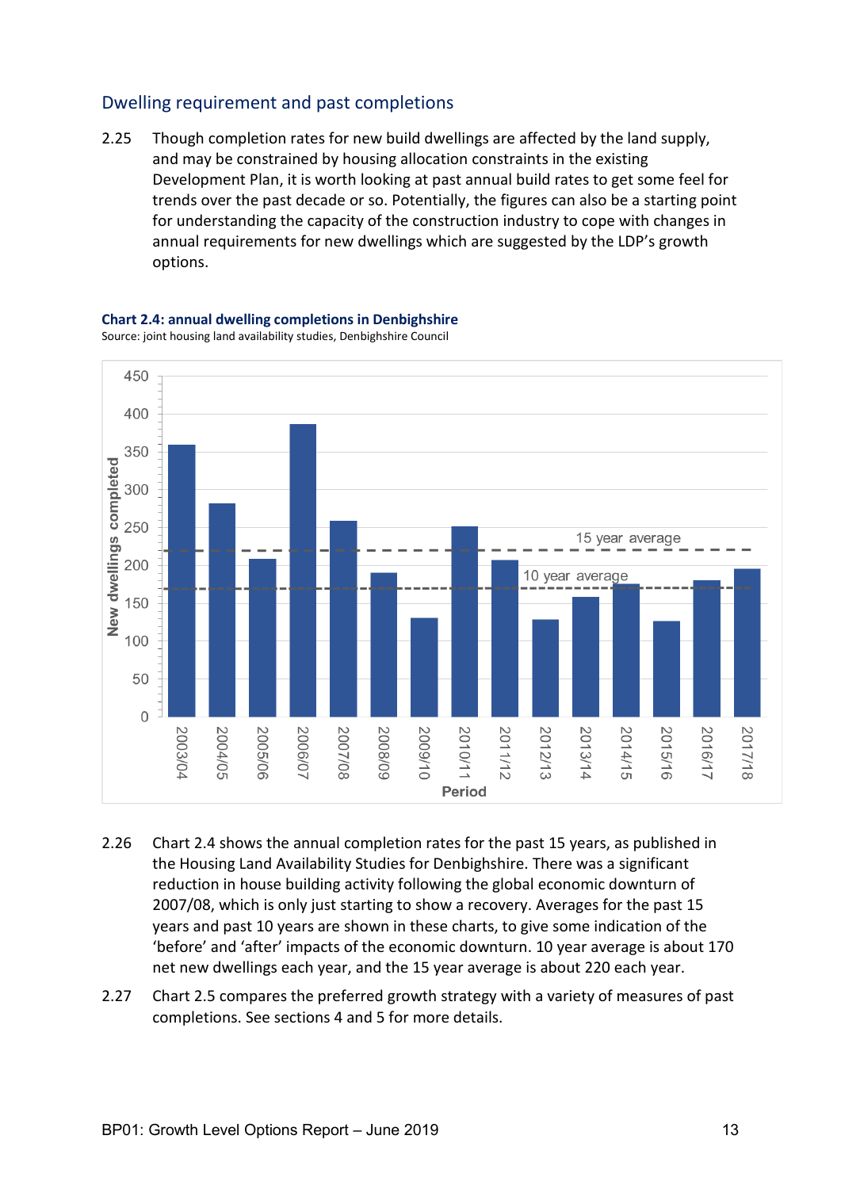## Dwelling requirement and past completions

2.25 Though completion rates for new build dwellings are affected by the land supply, and may be constrained by housing allocation constraints in the existing Development Plan, it is worth looking at past annual build rates to get some feel for trends over the past decade or so. Potentially, the figures can also be a starting point for understanding the capacity of the construction industry to cope with changes in annual requirements for new dwellings which are suggested by the LDP's growth options.

**Chart 2.4: annual dwelling completions in Denbighshire**

Source: joint housing land availability studies, Denbighshire Council

2.26 Chart 2.4 shows the annual completion rates for the past 15 years, as published in the Housing Land Availability Studies for Denbighshire. There was a significant reduction in house building activity following the global economic downturn of 2007/08, which is only just starting to show a recovery. Averages for the past 15 years and past 10 years are shown in these charts, to give some indication of the 'before' and 'after' impacts of the economic downturn. 10 year average is about 170 net new dwellings each year, and the 15 year average is about 220 each year.

2.27 Chart 2.5 compares the preferred growth strategy with a variety of measures of past completions. See sections 4 and 5 for more details.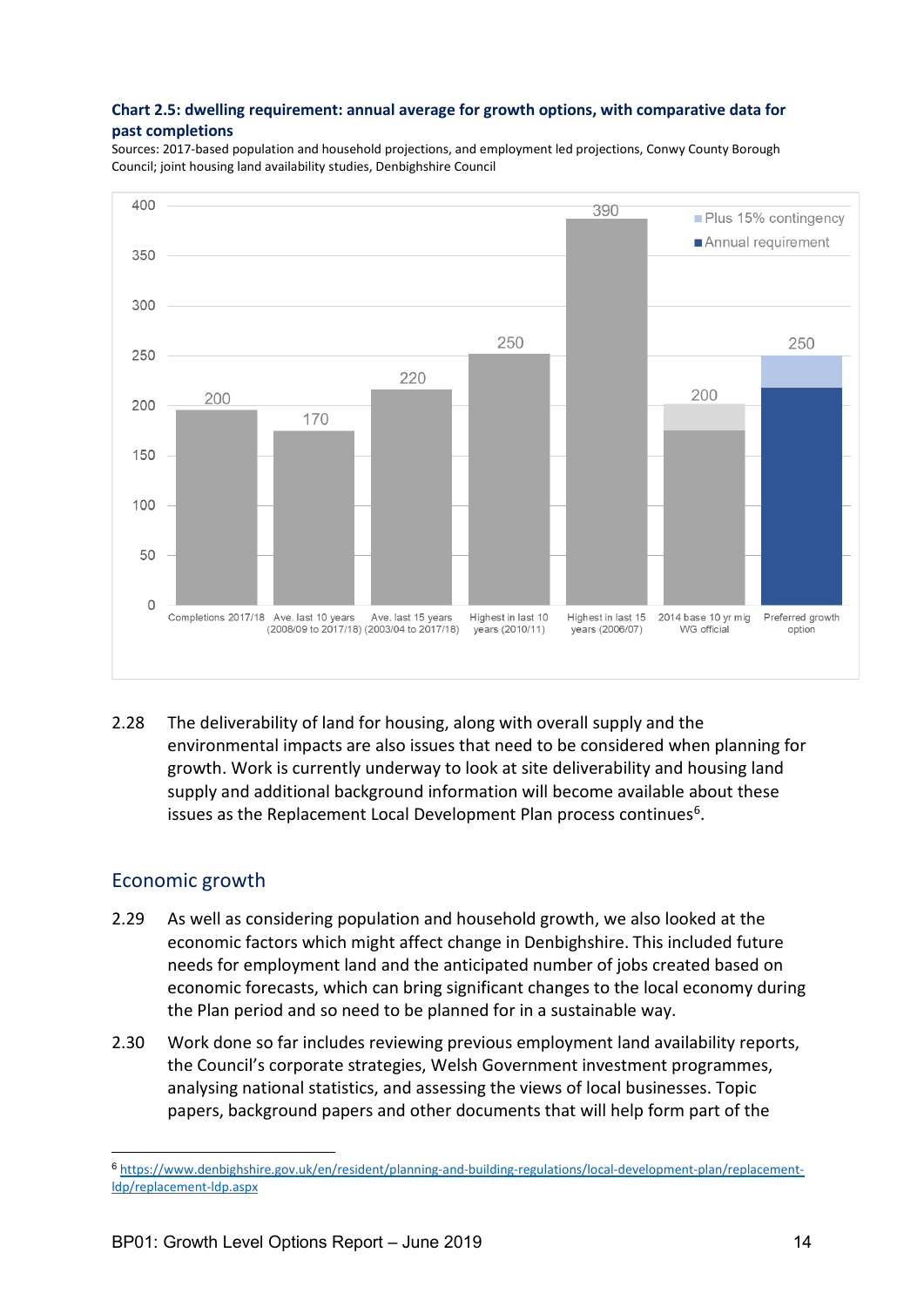**Chart 2.5: dwelling requirement: annual average for growth options, with comparative data for past completions**

Sources: 2017-based population and household projections, and employment led projections, Conwy County Borough Council; joint housing land availability studies, Denbighshire Council

| Category | Dwellings |
|---|---|
| Completions 2017/18 | 200 |
| Ave. last 10 years (2008/09 to 2017/18) | 170 |
| Ave. last 15 years (2003/04 to 2017/18) | 220 |
| Highest in last 10 years (2010/11) | 250 |
| Highest in last 15 years (2006/07) | 390 |
| 2014 base 10 yr mig WG official | 200 |
| Preferred growth option | 250 |

Legend: Plus 15% contingency; Annual requirement

2.28 The deliverability of land for housing, along with overall supply and the environmental impacts are also issues that need to be considered when planning for growth. Work is currently underway to look at site deliverability and housing land supply and additional background information will become available about these issues as the Replacement Local Development Plan process continues[6].

## Economic growth

2.29 As well as considering population and household growth, we also looked at the economic factors which might affect change in Denbighshire. This included future needs for employment land and the anticipated number of jobs created based on economic forecasts, which can bring significant changes to the local economy during the Plan period and so need to be planned for in a sustainable way.

2.30 Work done so far includes reviewing previous employment land availability reports, the Council's corporate strategies, Welsh Government investment programmes, analysing national statistics, and assessing the views of local businesses. Topic papers, background papers and other documents that will help form part of the

[6] https://www.denbighshire.gov.uk/en/resident/planning-and-building-regulations/local-development-plan/replacement-ldp/replacement-ldp.aspx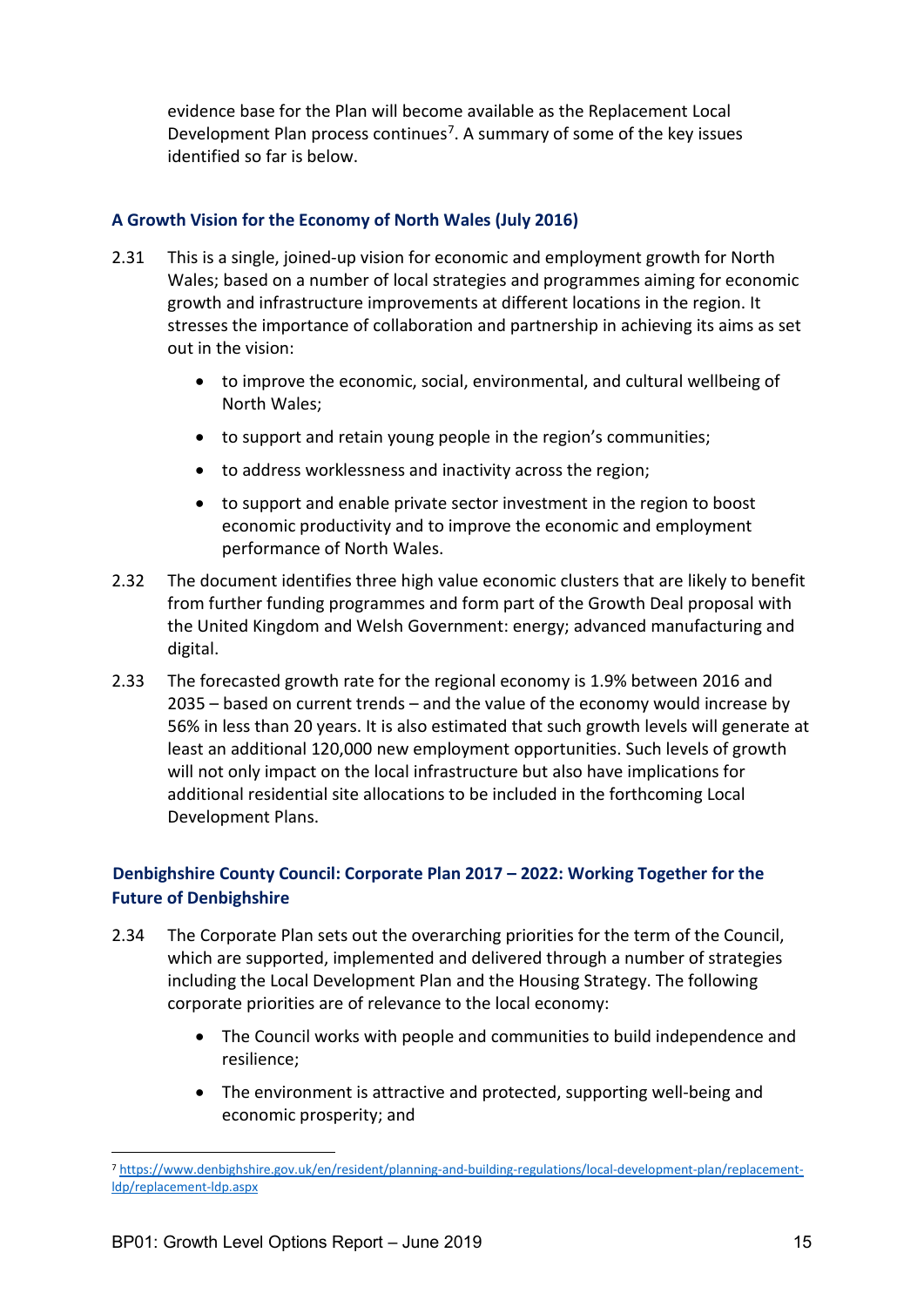evidence base for the Plan will become available as the Replacement Local Development Plan process continues[7]. A summary of some of the key issues identified so far is below.

### A Growth Vision for the Economy of North Wales (July 2016)

2.31 This is a single, joined-up vision for economic and employment growth for North Wales; based on a number of local strategies and programmes aiming for economic growth and infrastructure improvements at different locations in the region. It stresses the importance of collaboration and partnership in achieving its aims as set out in the vision:

- to improve the economic, social, environmental, and cultural wellbeing of North Wales;
- to support and retain young people in the region's communities;
- to address worklessness and inactivity across the region;
- to support and enable private sector investment in the region to boost economic productivity and to improve the economic and employment performance of North Wales.

2.32 The document identifies three high value economic clusters that are likely to benefit from further funding programmes and form part of the Growth Deal proposal with the United Kingdom and Welsh Government: energy; advanced manufacturing and digital.

2.33 The forecasted growth rate for the regional economy is 1.9% between 2016 and 2035 – based on current trends – and the value of the economy would increase by 56% in less than 20 years. It is also estimated that such growth levels will generate at least an additional 120,000 new employment opportunities. Such levels of growth will not only impact on the local infrastructure but also have implications for additional residential site allocations to be included in the forthcoming Local Development Plans.

### Denbighshire County Council: Corporate Plan 2017 – 2022: Working Together for the Future of Denbighshire

2.34 The Corporate Plan sets out the overarching priorities for the term of the Council, which are supported, implemented and delivered through a number of strategies including the Local Development Plan and the Housing Strategy. The following corporate priorities are of relevance to the local economy:

- The Council works with people and communities to build independence and resilience;
- The environment is attractive and protected, supporting well-being and economic prosperity; and

---

[7] https://www.denbighshire.gov.uk/en/resident/planning-and-building-regulations/local-development-plan/replacement-ldp/replacement-ldp.aspx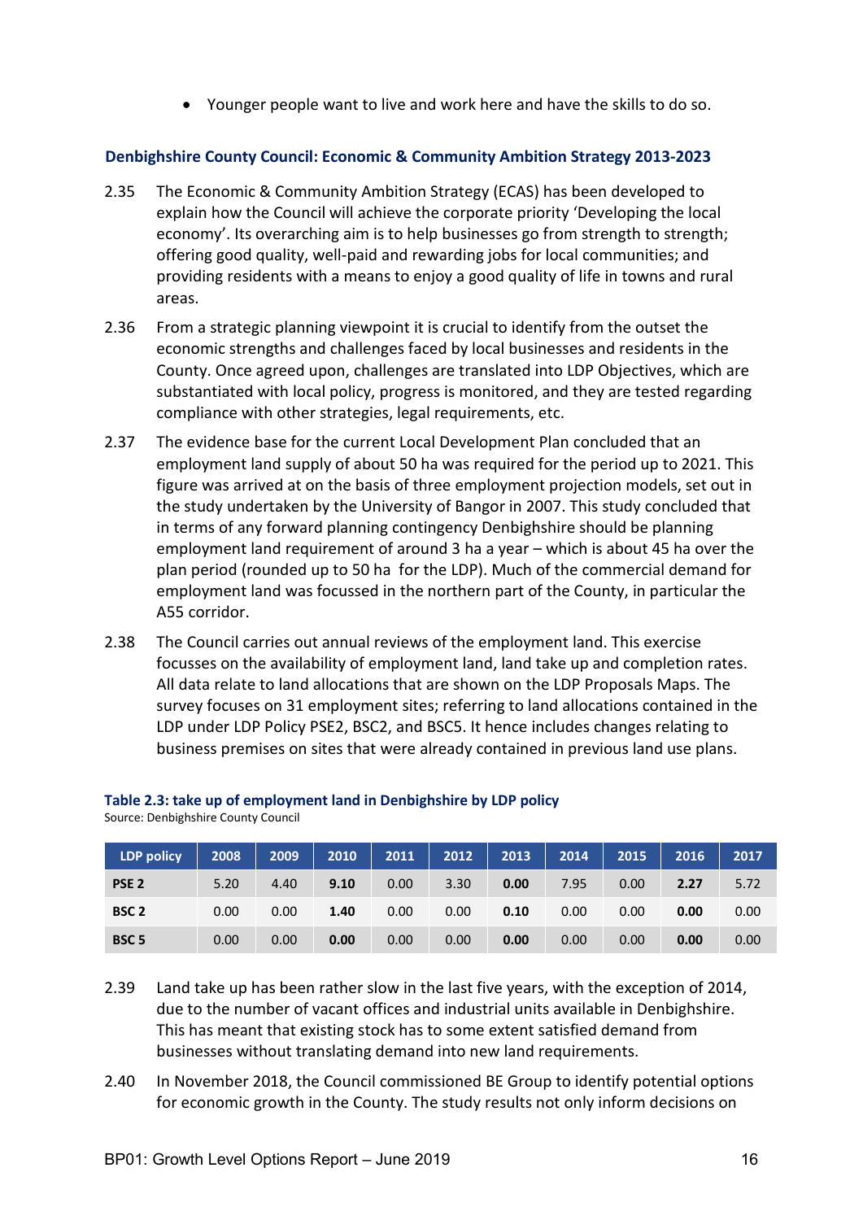- Younger people want to live and work here and have the skills to do so.

### Denbighshire County Council: Economic & Community Ambition Strategy 2013-2023

2.35 The Economic & Community Ambition Strategy (ECAS) has been developed to explain how the Council will achieve the corporate priority 'Developing the local economy'. Its overarching aim is to help businesses go from strength to strength; offering good quality, well-paid and rewarding jobs for local communities; and providing residents with a means to enjoy a good quality of life in towns and rural areas.

2.36 From a strategic planning viewpoint it is crucial to identify from the outset the economic strengths and challenges faced by local businesses and residents in the County. Once agreed upon, challenges are translated into LDP Objectives, which are substantiated with local policy, progress is monitored, and they are tested regarding compliance with other strategies, legal requirements, etc.

2.37 The evidence base for the current Local Development Plan concluded that an employment land supply of about 50 ha was required for the period up to 2021. This figure was arrived at on the basis of three employment projection models, set out in the study undertaken by the University of Bangor in 2007. This study concluded that in terms of any forward planning contingency Denbighshire should be planning employment land requirement of around 3 ha a year – which is about 45 ha over the plan period (rounded up to 50 ha for the LDP). Much of the commercial demand for employment land was focussed in the northern part of the County, in particular the A55 corridor.

2.38 The Council carries out annual reviews of the employment land. This exercise focusses on the availability of employment land, land take up and completion rates. All data relate to land allocations that are shown on the LDP Proposals Maps. The survey focuses on 31 employment sites; referring to land allocations contained in the LDP under LDP Policy PSE2, BSC2, and BSC5. It hence includes changes relating to business premises on sites that were already contained in previous land use plans.

**Table 2.3: take up of employment land in Denbighshire by LDP policy**
Source: Denbighshire County Council

| LDP policy | 2008 | 2009 | 2010 | 2011 | 2012 | 2013 | 2014 | 2015 | 2016 | 2017 |
|---|---|---|---|---|---|---|---|---|---|---|
| **PSE 2** | 5.20 | 4.40 | **9.10** | 0.00 | 3.30 | **0.00** | 7.95 | 0.00 | **2.27** | 5.72 |
| **BSC 2** | 0.00 | 0.00 | **1.40** | 0.00 | 0.00 | **0.10** | 0.00 | 0.00 | **0.00** | 0.00 |
| **BSC 5** | 0.00 | 0.00 | **0.00** | 0.00 | 0.00 | **0.00** | 0.00 | 0.00 | **0.00** | 0.00 |

2.39 Land take up has been rather slow in the last five years, with the exception of 2014, due to the number of vacant offices and industrial units available in Denbighshire. This has meant that existing stock has to some extent satisfied demand from businesses without translating demand into new land requirements.

2.40 In November 2018, the Council commissioned BE Group to identify potential options for economic growth in the County. The study results not only inform decisions on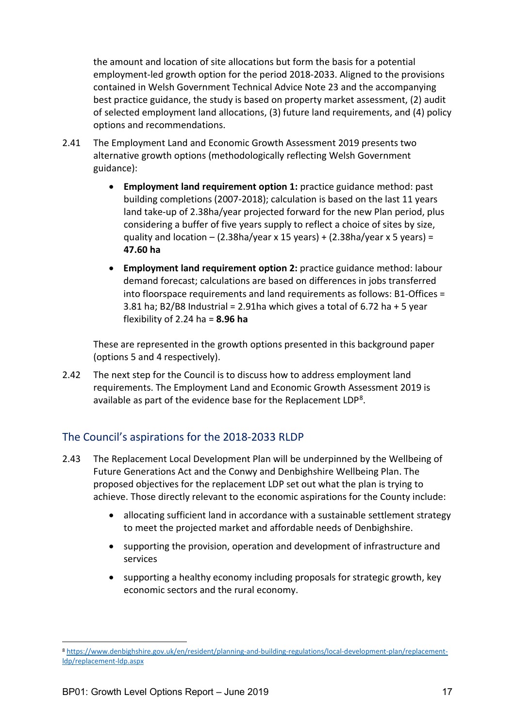the amount and location of site allocations but form the basis for a potential employment-led growth option for the period 2018-2033. Aligned to the provisions contained in Welsh Government Technical Advice Note 23 and the accompanying best practice guidance, the study is based on property market assessment, (2) audit of selected employment land allocations, (3) future land requirements, and (4) policy options and recommendations.

2.41 The Employment Land and Economic Growth Assessment 2019 presents two alternative growth options (methodologically reflecting Welsh Government guidance):

- **Employment land requirement option 1:** practice guidance method: past building completions (2007-2018); calculation is based on the last 11 years land take-up of 2.38ha/year projected forward for the new Plan period, plus considering a buffer of five years supply to reflect a choice of sites by size, quality and location – (2.38ha/year x 15 years) + (2.38ha/year x 5 years) = **47.60 ha**
- **Employment land requirement option 2:** practice guidance method: labour demand forecast; calculations are based on differences in jobs transferred into floorspace requirements and land requirements as follows: B1-Offices = 3.81 ha; B2/B8 Industrial = 2.91ha which gives a total of 6.72 ha + 5 year flexibility of 2.24 ha = **8.96 ha**

These are represented in the growth options presented in this background paper (options 5 and 4 respectively).

2.42 The next step for the Council is to discuss how to address employment land requirements. The Employment Land and Economic Growth Assessment 2019 is available as part of the evidence base for the Replacement LDP[8].

## The Council's aspirations for the 2018-2033 RLDP

2.43 The Replacement Local Development Plan will be underpinned by the Wellbeing of Future Generations Act and the Conwy and Denbighshire Wellbeing Plan. The proposed objectives for the replacement LDP set out what the plan is trying to achieve. Those directly relevant to the economic aspirations for the County include:

- allocating sufficient land in accordance with a sustainable settlement strategy to meet the projected market and affordable needs of Denbighshire.
- supporting the provision, operation and development of infrastructure and services
- supporting a healthy economy including proposals for strategic growth, key economic sectors and the rural economy.

[8] https://www.denbighshire.gov.uk/en/resident/planning-and-building-regulations/local-development-plan/replacement-ldp/replacement-ldp.aspx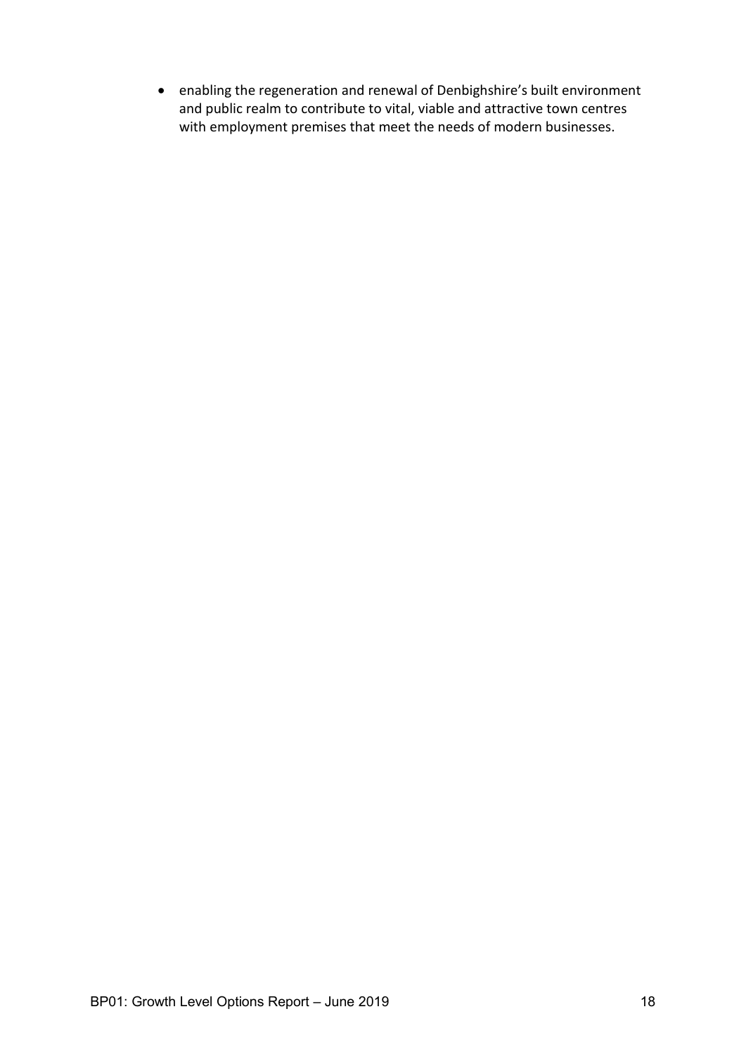- enabling the regeneration and renewal of Denbighshire's built environment and public realm to contribute to vital, viable and attractive town centres with employment premises that meet the needs of modern businesses.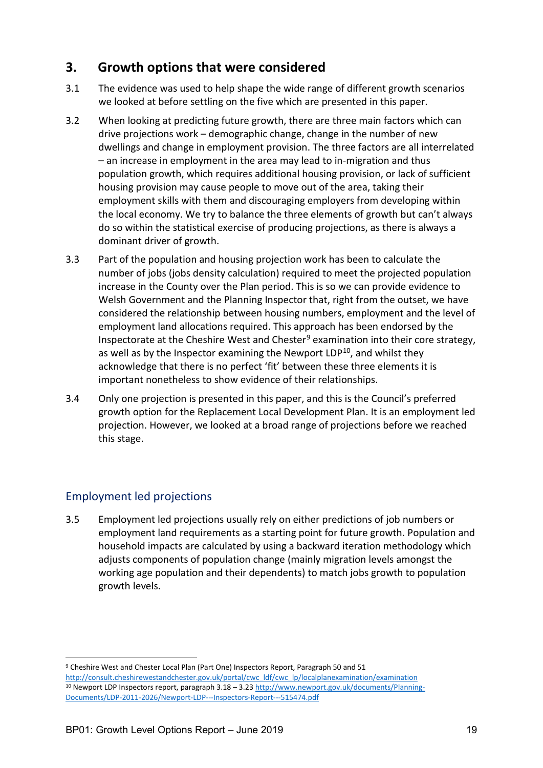## 3. Growth options that were considered

3.1 The evidence was used to help shape the wide range of different growth scenarios we looked at before settling on the five which are presented in this paper.

3.2 When looking at predicting future growth, there are three main factors which can drive projections work – demographic change, change in the number of new dwellings and change in employment provision. The three factors are all interrelated – an increase in employment in the area may lead to in-migration and thus population growth, which requires additional housing provision, or lack of sufficient housing provision may cause people to move out of the area, taking their employment skills with them and discouraging employers from developing within the local economy. We try to balance the three elements of growth but can't always do so within the statistical exercise of producing projections, as there is always a dominant driver of growth.

3.3 Part of the population and housing projection work has been to calculate the number of jobs (jobs density calculation) required to meet the projected population increase in the County over the Plan period. This is so we can provide evidence to Welsh Government and the Planning Inspector that, right from the outset, we have considered the relationship between housing numbers, employment and the level of employment land allocations required. This approach has been endorsed by the Inspectorate at the Cheshire West and Chester[9] examination into their core strategy, as well as by the Inspector examining the Newport LDP[10], and whilst they acknowledge that there is no perfect 'fit' between these three elements it is important nonetheless to show evidence of their relationships.

3.4 Only one projection is presented in this paper, and this is the Council's preferred growth option for the Replacement Local Development Plan. It is an employment led projection. However, we looked at a broad range of projections before we reached this stage.

### Employment led projections

3.5 Employment led projections usually rely on either predictions of job numbers or employment land requirements as a starting point for future growth. Population and household impacts are calculated by using a backward iteration methodology which adjusts components of population change (mainly migration levels amongst the working age population and their dependents) to match jobs growth to population growth levels.

---

[9] Cheshire West and Chester Local Plan (Part One) Inspectors Report, Paragraph 50 and 51 http://consult.cheshirewestandchester.gov.uk/portal/cwc_ldf/cwc_lp/localplanexamination/examination

[10] Newport LDP Inspectors report, paragraph 3.18 – 3.23 http://www.newport.gov.uk/documents/Planning-Documents/LDP-2011-2026/Newport-LDP---Inspectors-Report---515474.pdf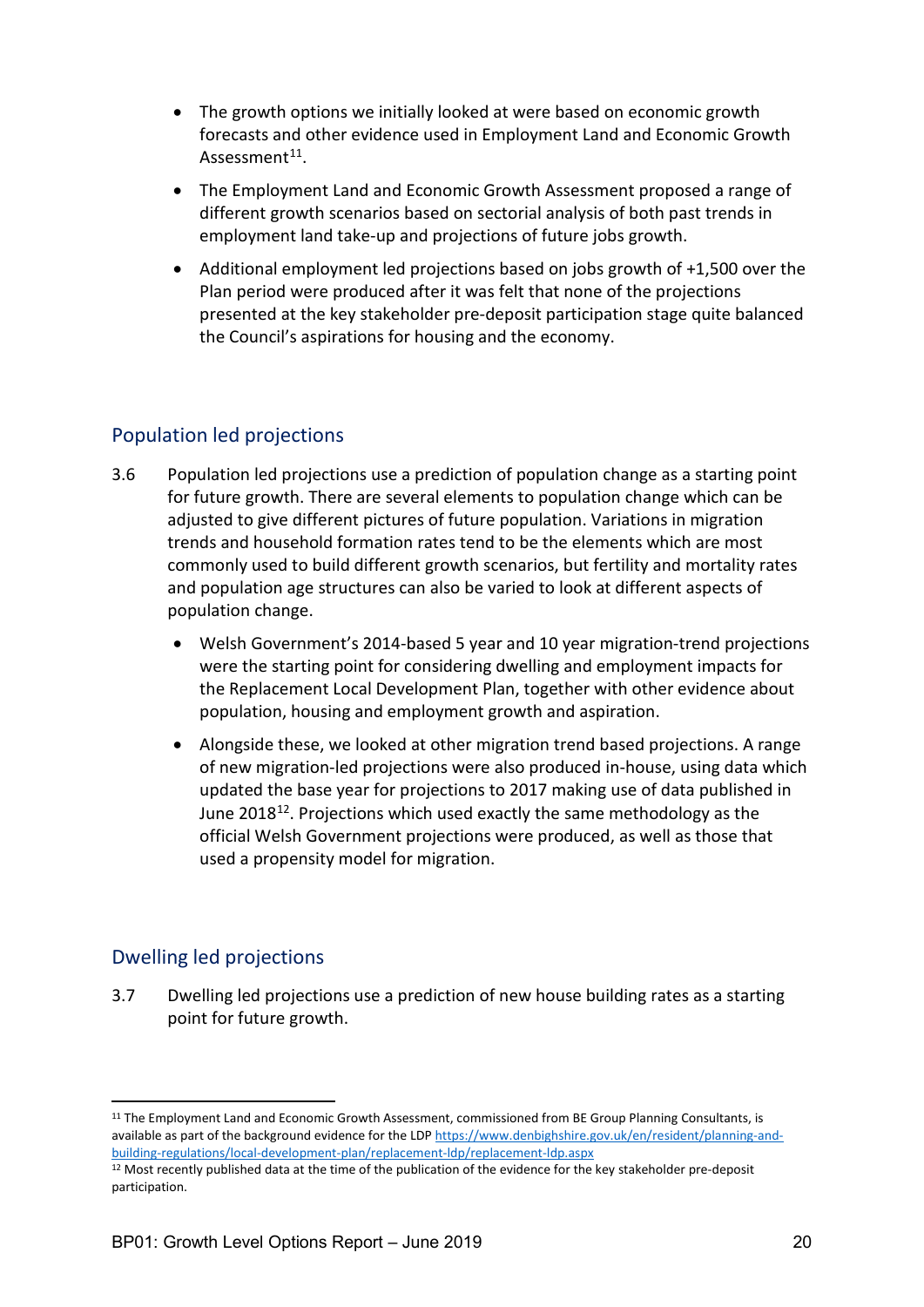- The growth options we initially looked at were based on economic growth forecasts and other evidence used in Employment Land and Economic Growth Assessment[11].
- The Employment Land and Economic Growth Assessment proposed a range of different growth scenarios based on sectorial analysis of both past trends in employment land take-up and projections of future jobs growth.
- Additional employment led projections based on jobs growth of +1,500 over the Plan period were produced after it was felt that none of the projections presented at the key stakeholder pre-deposit participation stage quite balanced the Council's aspirations for housing and the economy.

## Population led projections

3.6 Population led projections use a prediction of population change as a starting point for future growth. There are several elements to population change which can be adjusted to give different pictures of future population. Variations in migration trends and household formation rates tend to be the elements which are most commonly used to build different growth scenarios, but fertility and mortality rates and population age structures can also be varied to look at different aspects of population change.

- Welsh Government's 2014-based 5 year and 10 year migration-trend projections were the starting point for considering dwelling and employment impacts for the Replacement Local Development Plan, together with other evidence about population, housing and employment growth and aspiration.
- Alongside these, we looked at other migration trend based projections. A range of new migration-led projections were also produced in-house, using data which updated the base year for projections to 2017 making use of data published in June 2018[12]. Projections which used exactly the same methodology as the official Welsh Government projections were produced, as well as those that used a propensity model for migration.

## Dwelling led projections

3.7 Dwelling led projections use a prediction of new house building rates as a starting point for future growth.

---

[11] The Employment Land and Economic Growth Assessment, commissioned from BE Group Planning Consultants, is available as part of the background evidence for the LDP https://www.denbighshire.gov.uk/en/resident/planning-and-building-regulations/local-development-plan/replacement-ldp/replacement-ldp.aspx

[12] Most recently published data at the time of the publication of the evidence for the key stakeholder pre-deposit participation.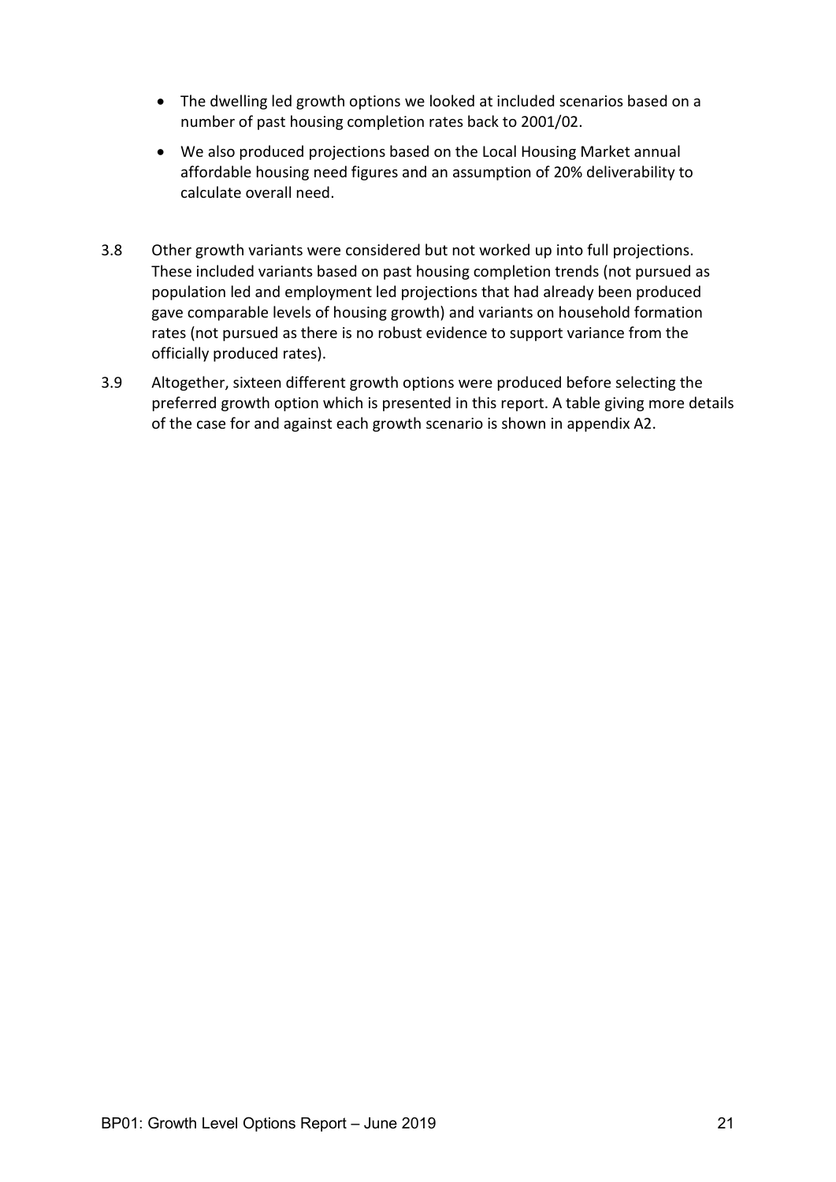- The dwelling led growth options we looked at included scenarios based on a number of past housing completion rates back to 2001/02.
- We also produced projections based on the Local Housing Market annual affordable housing need figures and an assumption of 20% deliverability to calculate overall need.

3.8 Other growth variants were considered but not worked up into full projections. These included variants based on past housing completion trends (not pursued as population led and employment led projections that had already been produced gave comparable levels of housing growth) and variants on household formation rates (not pursued as there is no robust evidence to support variance from the officially produced rates).

3.9 Altogether, sixteen different growth options were produced before selecting the preferred growth option which is presented in this report. A table giving more details of the case for and against each growth scenario is shown in appendix A2.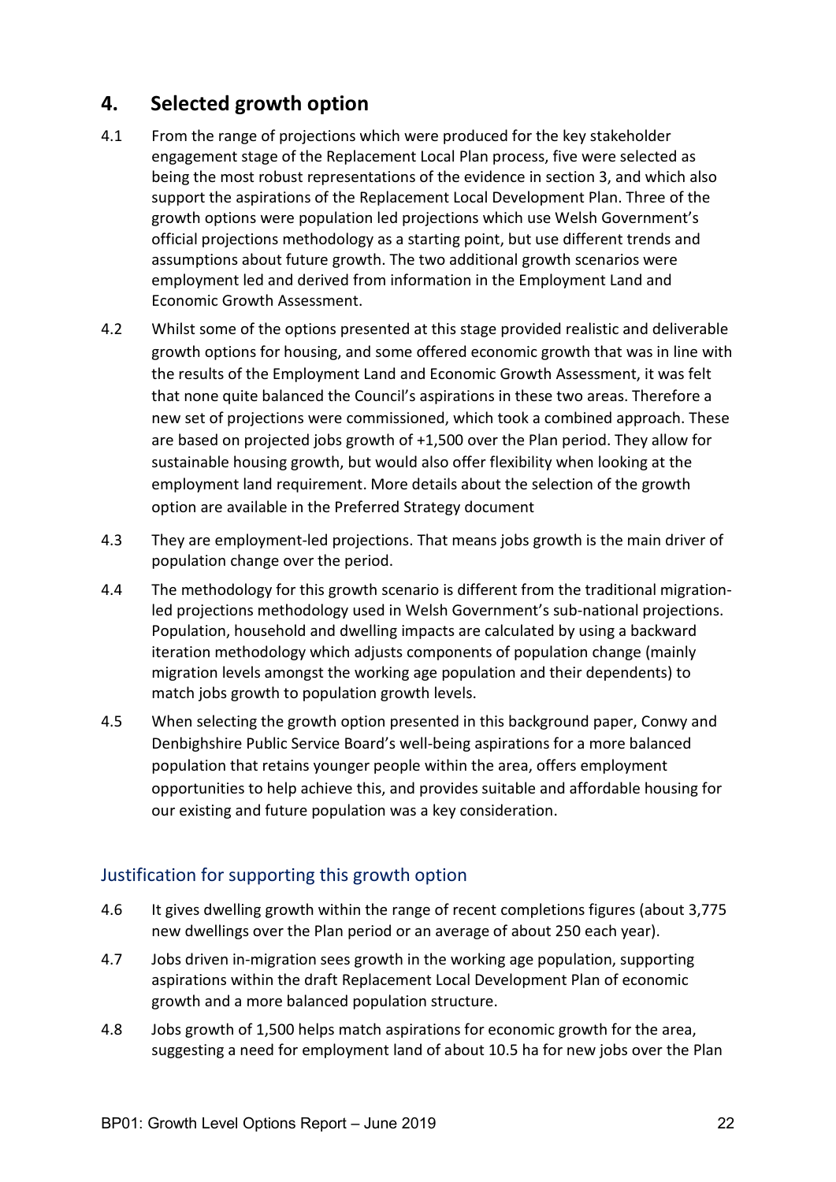## 4. Selected growth option

4.1 From the range of projections which were produced for the key stakeholder engagement stage of the Replacement Local Plan process, five were selected as being the most robust representations of the evidence in section 3, and which also support the aspirations of the Replacement Local Development Plan. Three of the growth options were population led projections which use Welsh Government's official projections methodology as a starting point, but use different trends and assumptions about future growth. The two additional growth scenarios were employment led and derived from information in the Employment Land and Economic Growth Assessment.

4.2 Whilst some of the options presented at this stage provided realistic and deliverable growth options for housing, and some offered economic growth that was in line with the results of the Employment Land and Economic Growth Assessment, it was felt that none quite balanced the Council's aspirations in these two areas. Therefore a new set of projections were commissioned, which took a combined approach. These are based on projected jobs growth of +1,500 over the Plan period. They allow for sustainable housing growth, but would also offer flexibility when looking at the employment land requirement. More details about the selection of the growth option are available in the Preferred Strategy document

4.3 They are employment-led projections. That means jobs growth is the main driver of population change over the period.

4.4 The methodology for this growth scenario is different from the traditional migration-led projections methodology used in Welsh Government's sub-national projections. Population, household and dwelling impacts are calculated by using a backward iteration methodology which adjusts components of population change (mainly migration levels amongst the working age population and their dependents) to match jobs growth to population growth levels.

4.5 When selecting the growth option presented in this background paper, Conwy and Denbighshire Public Service Board's well-being aspirations for a more balanced population that retains younger people within the area, offers employment opportunities to help achieve this, and provides suitable and affordable housing for our existing and future population was a key consideration.

### Justification for supporting this growth option

4.6 It gives dwelling growth within the range of recent completions figures (about 3,775 new dwellings over the Plan period or an average of about 250 each year).

4.7 Jobs driven in-migration sees growth in the working age population, supporting aspirations within the draft Replacement Local Development Plan of economic growth and a more balanced population structure.

4.8 Jobs growth of 1,500 helps match aspirations for economic growth for the area, suggesting a need for employment land of about 10.5 ha for new jobs over the Plan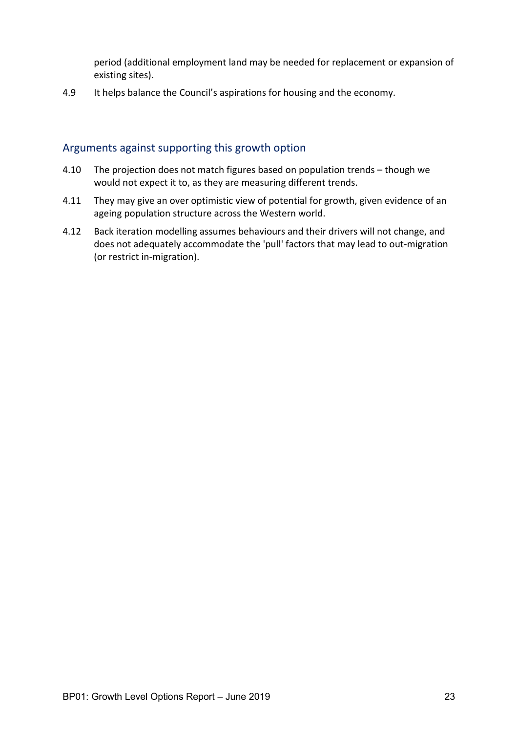period (additional employment land may be needed for replacement or expansion of existing sites).

4.9 It helps balance the Council's aspirations for housing and the economy.

## Arguments against supporting this growth option

4.10 The projection does not match figures based on population trends – though we would not expect it to, as they are measuring different trends.

4.11 They may give an over optimistic view of potential for growth, given evidence of an ageing population structure across the Western world.

4.12 Back iteration modelling assumes behaviours and their drivers will not change, and does not adequately accommodate the 'pull' factors that may lead to out-migration (or restrict in-migration).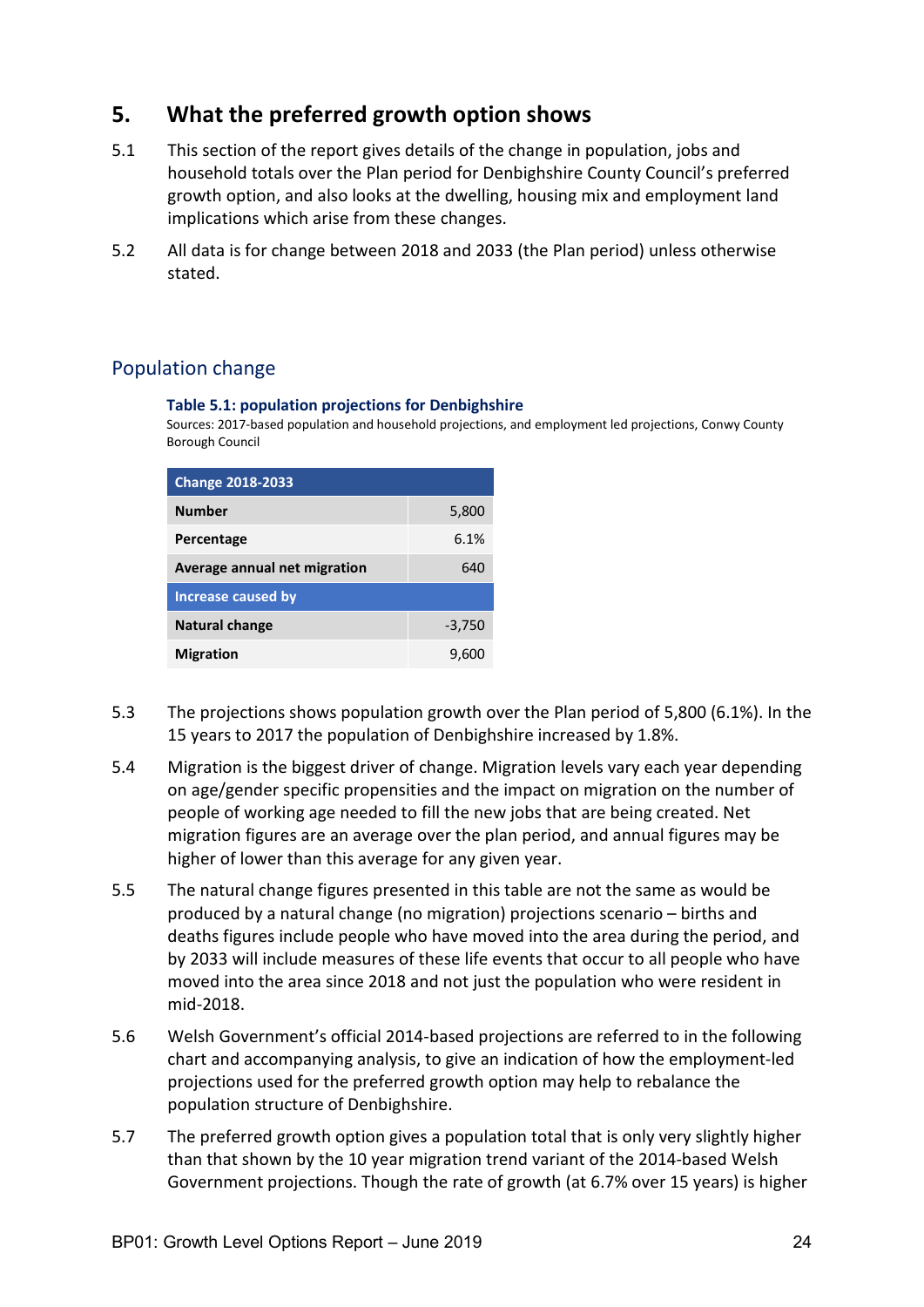## 5. What the preferred growth option shows

5.1 This section of the report gives details of the change in population, jobs and household totals over the Plan period for Denbighshire County Council's preferred growth option, and also looks at the dwelling, housing mix and employment land implications which arise from these changes.

5.2 All data is for change between 2018 and 2033 (the Plan period) unless otherwise stated.

### Population change

**Table 5.1: population projections for Denbighshire**

Sources: 2017-based population and household projections, and employment led projections, Conwy County Borough Council

| Change 2018-2033 | |
|---|---|
| **Number** | 5,800 |
| **Percentage** | 6.1% |
| **Average annual net migration** | 640 |
| **Increase caused by** | |
| **Natural change** | -3,750 |
| **Migration** | 9,600 |

5.3 The projections shows population growth over the Plan period of 5,800 (6.1%). In the 15 years to 2017 the population of Denbighshire increased by 1.8%.

5.4 Migration is the biggest driver of change. Migration levels vary each year depending on age/gender specific propensities and the impact on migration on the number of people of working age needed to fill the new jobs that are being created. Net migration figures are an average over the plan period, and annual figures may be higher of lower than this average for any given year.

5.5 The natural change figures presented in this table are not the same as would be produced by a natural change (no migration) projections scenario – births and deaths figures include people who have moved into the area during the period, and by 2033 will include measures of these life events that occur to all people who have moved into the area since 2018 and not just the population who were resident in mid-2018.

5.6 Welsh Government's official 2014-based projections are referred to in the following chart and accompanying analysis, to give an indication of how the employment-led projections used for the preferred growth option may help to rebalance the population structure of Denbighshire.

5.7 The preferred growth option gives a population total that is only very slightly higher than that shown by the 10 year migration trend variant of the 2014-based Welsh Government projections. Though the rate of growth (at 6.7% over 15 years) is higher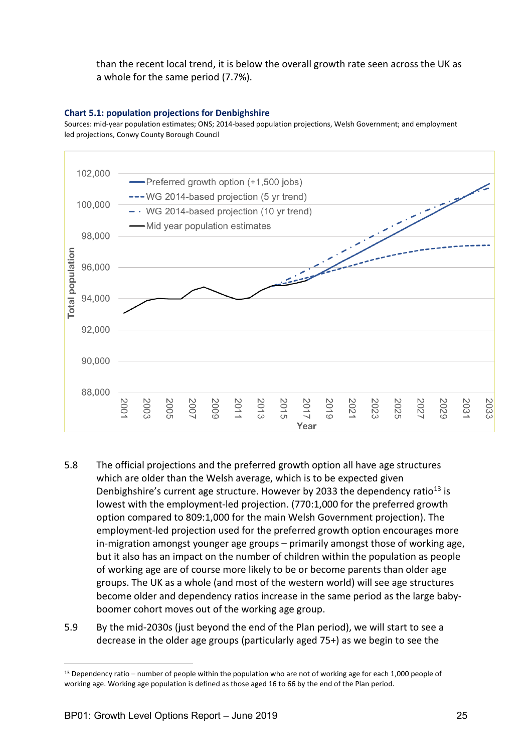than the recent local trend, it is below the overall growth rate seen across the UK as a whole for the same period (7.7%).

**Chart 5.1: population projections for Denbighshire**

Sources: mid-year population estimates; ONS; 2014-based population projections, Welsh Government; and employment led projections, Conwy County Borough Council

5.8 The official projections and the preferred growth option all have age structures which are older than the Welsh average, which is to be expected given Denbighshire's current age structure. However by 2033 the dependency ratio[13] is lowest with the employment-led projection. (770:1,000 for the preferred growth option compared to 809:1,000 for the main Welsh Government projection). The employment-led projection used for the preferred growth option encourages more in-migration amongst younger age groups – primarily amongst those of working age, but it also has an impact on the number of children within the population as people of working age are of course more likely to be or become parents than older age groups. The UK as a whole (and most of the western world) will see age structures become older and dependency ratios increase in the same period as the large baby-boomer cohort moves out of the working age group.

5.9 By the mid-2030s (just beyond the end of the Plan period), we will start to see a decrease in the older age groups (particularly aged 75+) as we begin to see the

[13] Dependency ratio – number of people within the population who are not of working age for each 1,000 people of working age. Working age population is defined as those aged 16 to 66 by the end of the Plan period.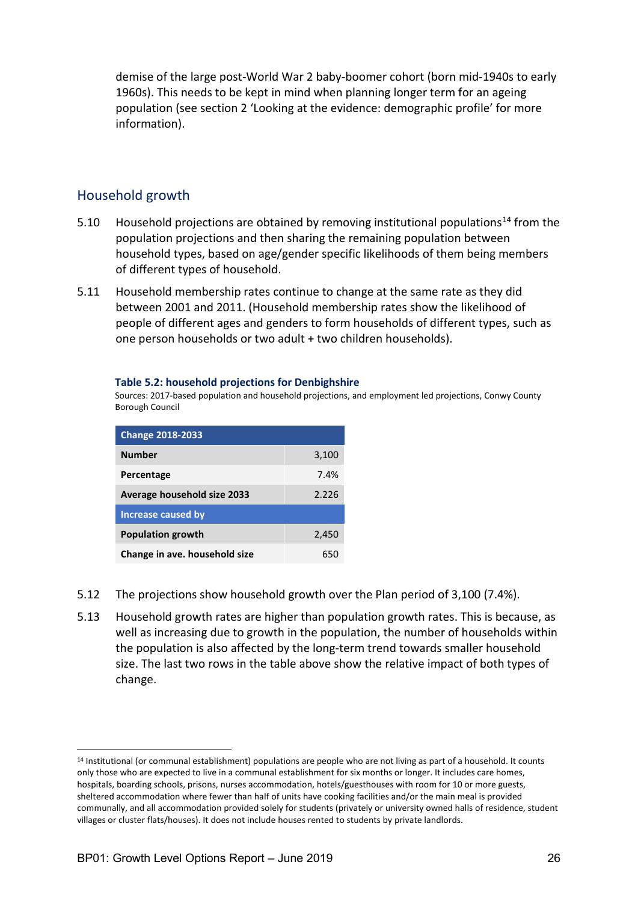demise of the large post-World War 2 baby-boomer cohort (born mid-1940s to early 1960s). This needs to be kept in mind when planning longer term for an ageing population (see section 2 'Looking at the evidence: demographic profile' for more information).

## Household growth

5.10 Household projections are obtained by removing institutional populations[14] from the population projections and then sharing the remaining population between household types, based on age/gender specific likelihoods of them being members of different types of household.

5.11 Household membership rates continue to change at the same rate as they did between 2001 and 2011. (Household membership rates show the likelihood of people of different ages and genders to form households of different types, such as one person households or two adult + two children households).

**Table 5.2: household projections for Denbighshire**

Sources: 2017-based population and household projections, and employment led projections, Conwy County Borough Council

| Change 2018-2033 | |
|---|---|
| **Number** | 3,100 |
| **Percentage** | 7.4% |
| **Average household size 2033** | 2.226 |
| **Increase caused by** | |
| **Population growth** | 2,450 |
| **Change in ave. household size** | 650 |

5.12 The projections show household growth over the Plan period of 3,100 (7.4%).

5.13 Household growth rates are higher than population growth rates. This is because, as well as increasing due to growth in the population, the number of households within the population is also affected by the long-term trend towards smaller household size. The last two rows in the table above show the relative impact of both types of change.

[14] Institutional (or communal establishment) populations are people who are not living as part of a household. It counts only those who are expected to live in a communal establishment for six months or longer. It includes care homes, hospitals, boarding schools, prisons, nurses accommodation, hotels/guesthouses with room for 10 or more guests, sheltered accommodation where fewer than half of units have cooking facilities and/or the main meal is provided communally, and all accommodation provided solely for students (privately or university owned halls of residence, student villages or cluster flats/houses). It does not include houses rented to students by private landlords.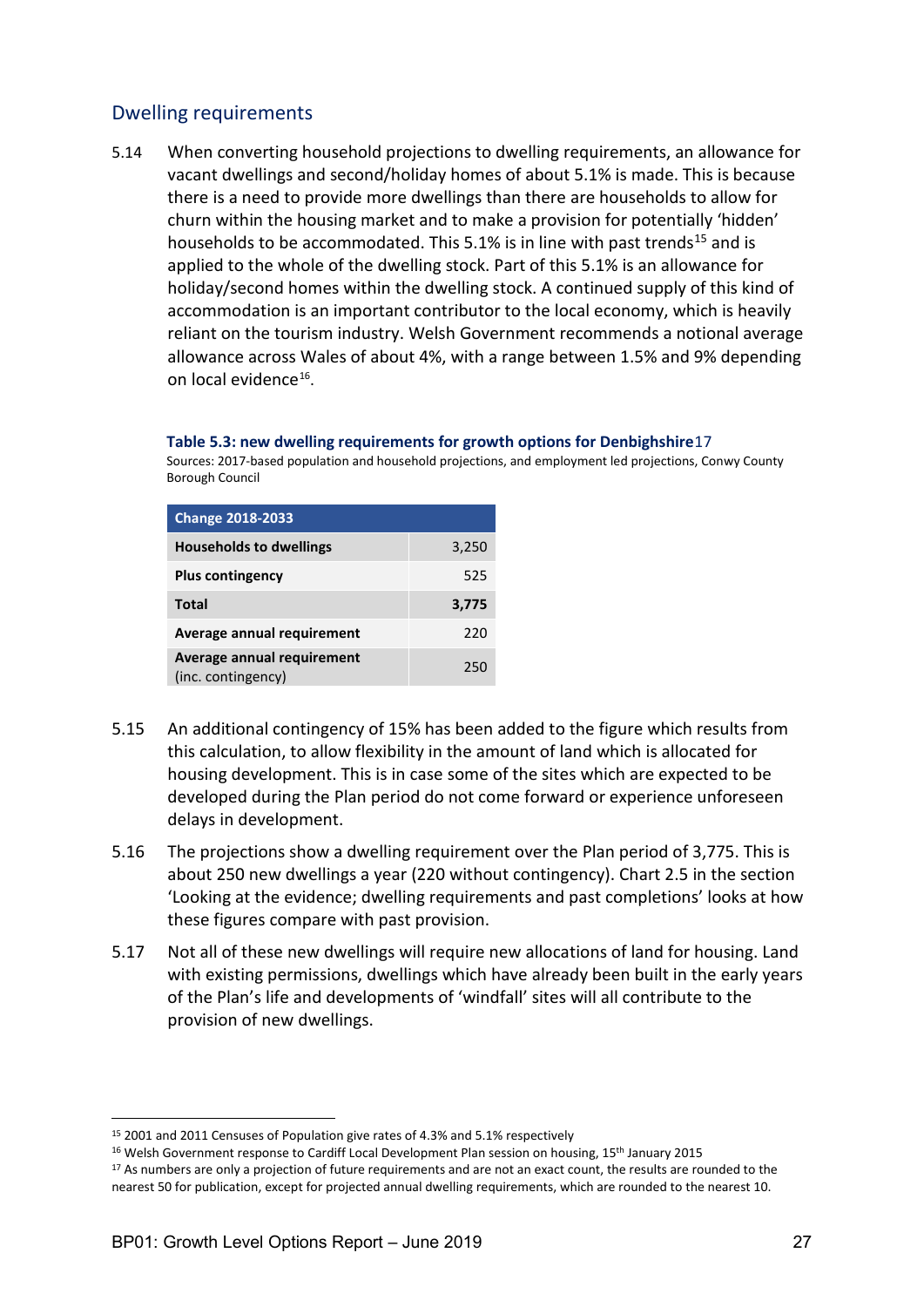## Dwelling requirements

5.14 When converting household projections to dwelling requirements, an allowance for vacant dwellings and second/holiday homes of about 5.1% is made. This is because there is a need to provide more dwellings than there are households to allow for churn within the housing market and to make a provision for potentially 'hidden' households to be accommodated. This 5.1% is in line with past trends[15] and is applied to the whole of the dwelling stock. Part of this 5.1% is an allowance for holiday/second homes within the dwelling stock. A continued supply of this kind of accommodation is an important contributor to the local economy, which is heavily reliant on the tourism industry. Welsh Government recommends a notional average allowance across Wales of about 4%, with a range between 1.5% and 9% depending on local evidence[16].

**Table 5.3: new dwelling requirements for growth options for Denbighshire**17

Sources: 2017-based population and household projections, and employment led projections, Conwy County Borough Council

| Change 2018-2033 | |
|---|---|
| **Households to dwellings** | 3,250 |
| **Plus contingency** | 525 |
| **Total** | **3,775** |
| **Average annual requirement** | 220 |
| **Average annual requirement** (inc. contingency) | 250 |

5.15 An additional contingency of 15% has been added to the figure which results from this calculation, to allow flexibility in the amount of land which is allocated for housing development. This is in case some of the sites which are expected to be developed during the Plan period do not come forward or experience unforeseen delays in development.

5.16 The projections show a dwelling requirement over the Plan period of 3,775. This is about 250 new dwellings a year (220 without contingency). Chart 2.5 in the section 'Looking at the evidence; dwelling requirements and past completions' looks at how these figures compare with past provision.

5.17 Not all of these new dwellings will require new allocations of land for housing. Land with existing permissions, dwellings which have already been built in the early years of the Plan's life and developments of 'windfall' sites will all contribute to the provision of new dwellings.

---

[15] 2001 and 2011 Censuses of Population give rates of 4.3% and 5.1% respectively

[16] Welsh Government response to Cardiff Local Development Plan session on housing, 15th January 2015

[17] As numbers are only a projection of future requirements and are not an exact count, the results are rounded to the nearest 50 for publication, except for projected annual dwelling requirements, which are rounded to the nearest 10.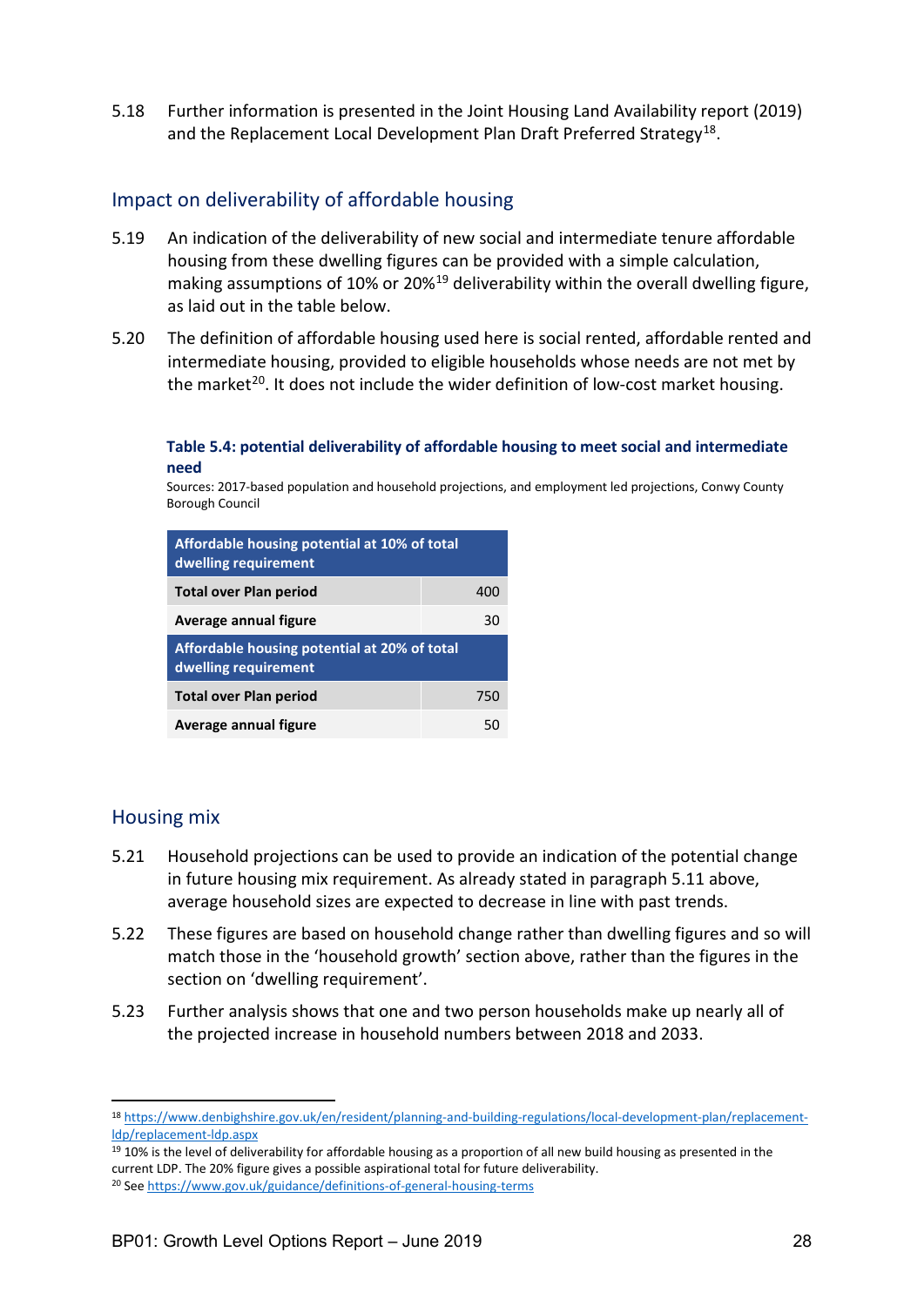5.18 Further information is presented in the Joint Housing Land Availability report (2019) and the Replacement Local Development Plan Draft Preferred Strategy[18].

## Impact on deliverability of affordable housing

5.19 An indication of the deliverability of new social and intermediate tenure affordable housing from these dwelling figures can be provided with a simple calculation, making assumptions of 10% or 20%[19] deliverability within the overall dwelling figure, as laid out in the table below.

5.20 The definition of affordable housing used here is social rented, affordable rented and intermediate housing, provided to eligible households whose needs are not met by the market[20]. It does not include the wider definition of low-cost market housing.

**Table 5.4: potential deliverability of affordable housing to meet social and intermediate need**

Sources: 2017-based population and household projections, and employment led projections, Conwy County Borough Council

| Affordable housing potential at 10% of total dwelling requirement | |
|---|---|
| **Total over Plan period** | 400 |
| **Average annual figure** | 30 |
| **Affordable housing potential at 20% of total dwelling requirement** | |
| **Total over Plan period** | 750 |
| **Average annual figure** | 50 |

## Housing mix

5.21 Household projections can be used to provide an indication of the potential change in future housing mix requirement. As already stated in paragraph 5.11 above, average household sizes are expected to decrease in line with past trends.

5.22 These figures are based on household change rather than dwelling figures and so will match those in the 'household growth' section above, rather than the figures in the section on 'dwelling requirement'.

5.23 Further analysis shows that one and two person households make up nearly all of the projected increase in household numbers between 2018 and 2033.

---

[18] https://www.denbighshire.gov.uk/en/resident/planning-and-building-regulations/local-development-plan/replacement-ldp/replacement-ldp.aspx

[19] 10% is the level of deliverability for affordable housing as a proportion of all new build housing as presented in the current LDP. The 20% figure gives a possible aspirational total for future deliverability.

[20] See https://www.gov.uk/guidance/definitions-of-general-housing-terms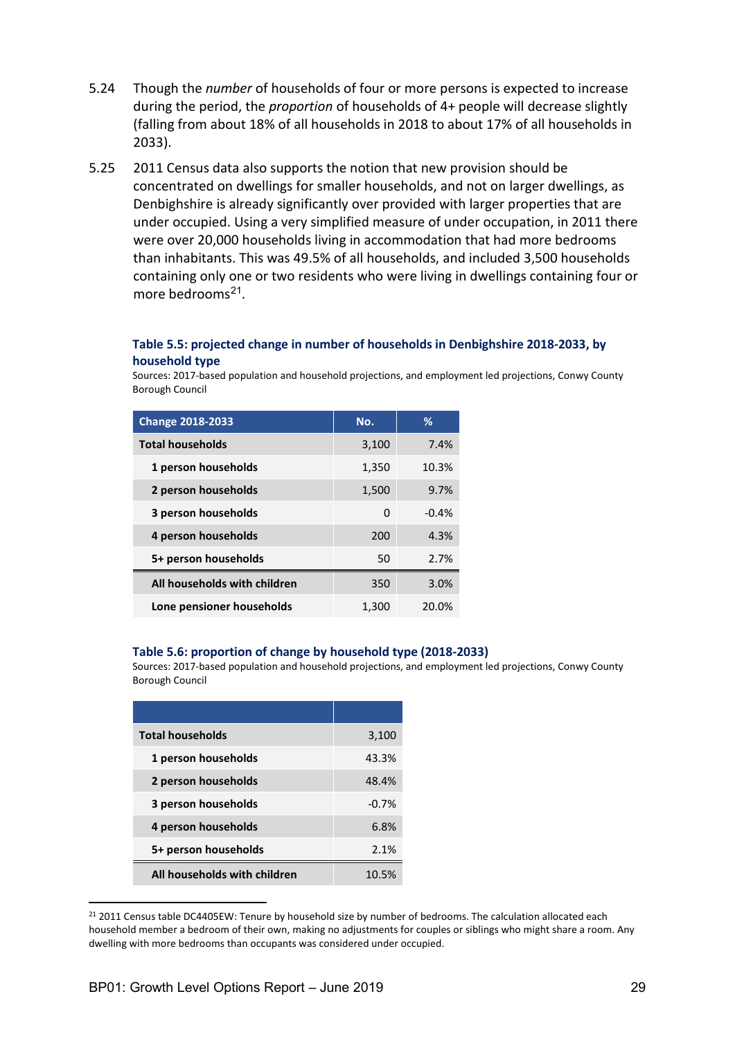5.24 Though the *number* of households of four or more persons is expected to increase during the period, the *proportion* of households of 4+ people will decrease slightly (falling from about 18% of all households in 2018 to about 17% of all households in 2033).

5.25 2011 Census data also supports the notion that new provision should be concentrated on dwellings for smaller households, and not on larger dwellings, as Denbighshire is already significantly over provided with larger properties that are under occupied. Using a very simplified measure of under occupation, in 2011 there were over 20,000 households living in accommodation that had more bedrooms than inhabitants. This was 49.5% of all households, and included 3,500 households containing only one or two residents who were living in dwellings containing four or more bedrooms[21].

**Table 5.5: projected change in number of households in Denbighshire 2018-2033, by household type**

Sources: 2017-based population and household projections, and employment led projections, Conwy County Borough Council

| Change 2018-2033 | No. | % |
|---|---|---|
| **Total households** | 3,100 | 7.4% |
| **1 person households** | 1,350 | 10.3% |
| **2 person households** | 1,500 | 9.7% |
| **3 person households** | 0 | -0.4% |
| **4 person households** | 200 | 4.3% |
| **5+ person households** | 50 | 2.7% |
| **All households with children** | 350 | 3.0% |
| **Lone pensioner households** | 1,300 | 20.0% |

**Table 5.6: proportion of change by household type (2018-2033)**

Sources: 2017-based population and household projections, and employment led projections, Conwy County Borough Council

| | |
|---|---|
| **Total households** | 3,100 |
| **1 person households** | 43.3% |
| **2 person households** | 48.4% |
| **3 person households** | -0.7% |
| **4 person households** | 6.8% |
| **5+ person households** | 2.1% |
| **All households with children** | 10.5% |

[21] 2011 Census table DC4405EW: Tenure by household size by number of bedrooms. The calculation allocated each household member a bedroom of their own, making no adjustments for couples or siblings who might share a room. Any dwelling with more bedrooms than occupants was considered under occupied.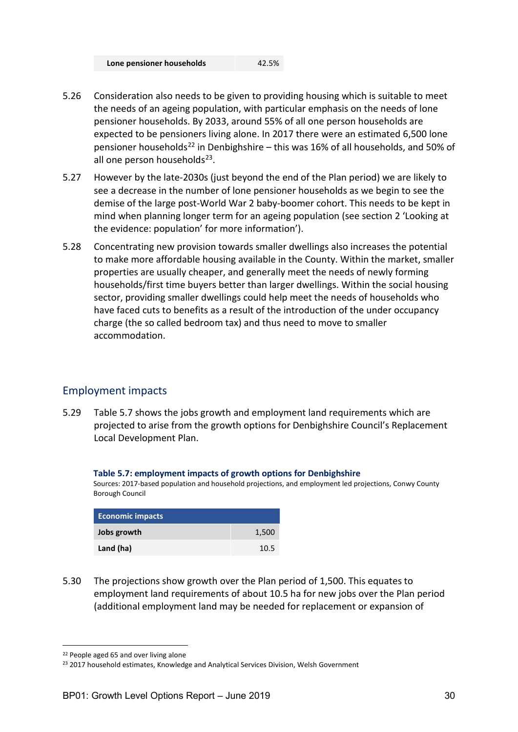| Lone pensioner households | 42.5% |
|---|---|

5.26 Consideration also needs to be given to providing housing which is suitable to meet the needs of an ageing population, with particular emphasis on the needs of lone pensioner households. By 2033, around 55% of all one person households are expected to be pensioners living alone. In 2017 there were an estimated 6,500 lone pensioner households[22] in Denbighshire – this was 16% of all households, and 50% of all one person households[23].

5.27 However by the late-2030s (just beyond the end of the Plan period) we are likely to see a decrease in the number of lone pensioner households as we begin to see the demise of the large post-World War 2 baby-boomer cohort. This needs to be kept in mind when planning longer term for an ageing population (see section 2 'Looking at the evidence: population' for more information').

5.28 Concentrating new provision towards smaller dwellings also increases the potential to make more affordable housing available in the County. Within the market, smaller properties are usually cheaper, and generally meet the needs of newly forming households/first time buyers better than larger dwellings. Within the social housing sector, providing smaller dwellings could help meet the needs of households who have faced cuts to benefits as a result of the introduction of the under occupancy charge (the so called bedroom tax) and thus need to move to smaller accommodation.

## Employment impacts

5.29 Table 5.7 shows the jobs growth and employment land requirements which are projected to arise from the growth options for Denbighshire Council's Replacement Local Development Plan.

**Table 5.7: employment impacts of growth options for Denbighshire**

Sources: 2017-based population and household projections, and employment led projections, Conwy County Borough Council

| Economic impacts | |
|---|---|
| **Jobs growth** | 1,500 |
| **Land (ha)** | 10.5 |

5.30 The projections show growth over the Plan period of 1,500. This equates to employment land requirements of about 10.5 ha for new jobs over the Plan period (additional employment land may be needed for replacement or expansion of

[22] People aged 65 and over living alone

[23] 2017 household estimates, Knowledge and Analytical Services Division, Welsh Government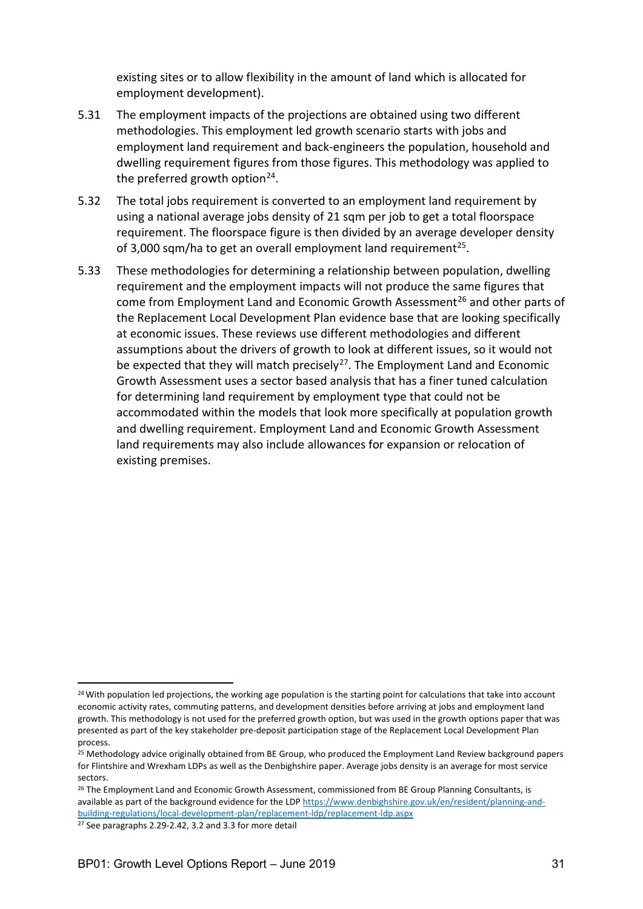existing sites or to allow flexibility in the amount of land which is allocated for employment development).

5.31 The employment impacts of the projections are obtained using two different methodologies. This employment led growth scenario starts with jobs and employment land requirement and back-engineers the population, household and dwelling requirement figures from those figures. This methodology was applied to the preferred growth option[24].

5.32 The total jobs requirement is converted to an employment land requirement by using a national average jobs density of 21 sqm per job to get a total floorspace requirement. The floorspace figure is then divided by an average developer density of 3,000 sqm/ha to get an overall employment land requirement[25].

5.33 These methodologies for determining a relationship between population, dwelling requirement and the employment impacts will not produce the same figures that come from Employment Land and Economic Growth Assessment[26] and other parts of the Replacement Local Development Plan evidence base that are looking specifically at economic issues. These reviews use different methodologies and different assumptions about the drivers of growth to look at different issues, so it would not be expected that they will match precisely[27]. The Employment Land and Economic Growth Assessment uses a sector based analysis that has a finer tuned calculation for determining land requirement by employment type that could not be accommodated within the models that look more specifically at population growth and dwelling requirement. Employment Land and Economic Growth Assessment land requirements may also include allowances for expansion or relocation of existing premises.

---

[24] With population led projections, the working age population is the starting point for calculations that take into account economic activity rates, commuting patterns, and development densities before arriving at jobs and employment land growth. This methodology is not used for the preferred growth option, but was used in the growth options paper that was presented as part of the key stakeholder pre-deposit participation stage of the Replacement Local Development Plan process.

[25] Methodology advice originally obtained from BE Group, who produced the Employment Land Review background papers for Flintshire and Wrexham LDPs as well as the Denbighshire paper. Average jobs density is an average for most service sectors.

[26] The Employment Land and Economic Growth Assessment, commissioned from BE Group Planning Consultants, is available as part of the background evidence for the LDP https://www.denbighshire.gov.uk/en/resident/planning-and-building-regulations/local-development-plan/replacement-ldp/replacement-ldp.aspx

[27] See paragraphs 2.29-2.42, 3.2 and 3.3 for more detail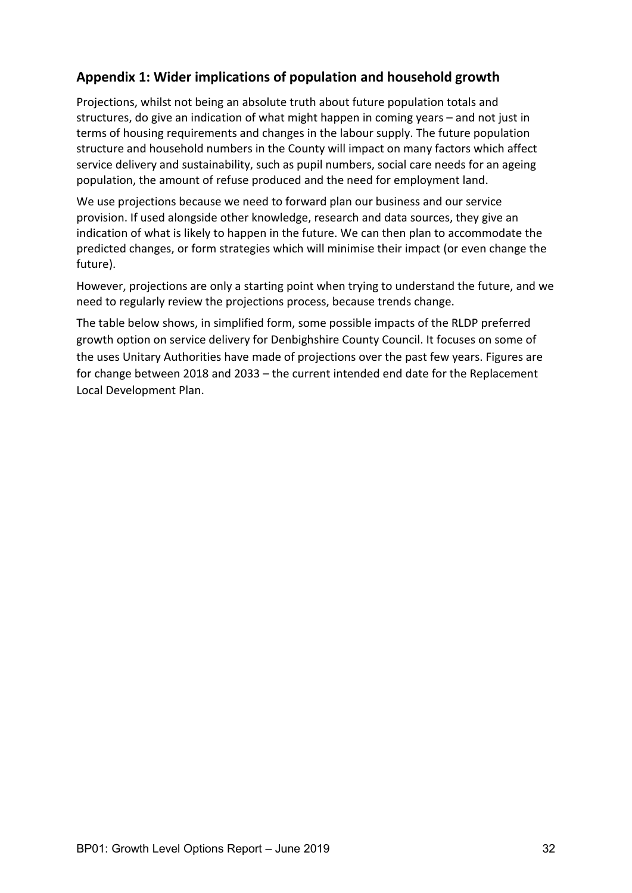## Appendix 1: Wider implications of population and household growth

Projections, whilst not being an absolute truth about future population totals and structures, do give an indication of what might happen in coming years – and not just in terms of housing requirements and changes in the labour supply. The future population structure and household numbers in the County will impact on many factors which affect service delivery and sustainability, such as pupil numbers, social care needs for an ageing population, the amount of refuse produced and the need for employment land.

We use projections because we need to forward plan our business and our service provision. If used alongside other knowledge, research and data sources, they give an indication of what is likely to happen in the future. We can then plan to accommodate the predicted changes, or form strategies which will minimise their impact (or even change the future).

However, projections are only a starting point when trying to understand the future, and we need to regularly review the projections process, because trends change.

The table below shows, in simplified form, some possible impacts of the RLDP preferred growth option on service delivery for Denbighshire County Council. It focuses on some of the uses Unitary Authorities have made of projections over the past few years. Figures are for change between 2018 and 2033 – the current intended end date for the Replacement Local Development Plan.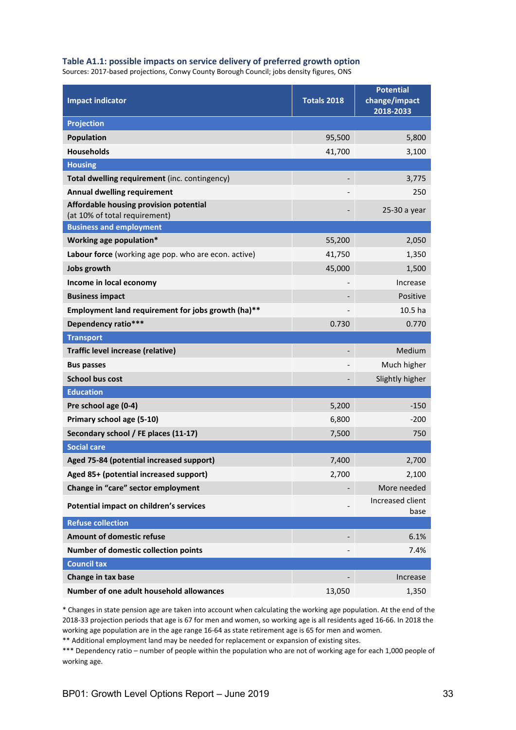**Table A1.1: possible impacts on service delivery of preferred growth option**

Sources: 2017-based projections, Conwy County Borough Council; jobs density figures, ONS

| Impact indicator | Totals 2018 | Potential change/impact 2018-2033 |
|---|---|---|
| **Projection** | | |
| **Population** | 95,500 | 5,800 |
| **Households** | 41,700 | 3,100 |
| **Housing** | | |
| **Total dwelling requirement** (inc. contingency) | - | 3,775 |
| **Annual dwelling requirement** | - | 250 |
| **Affordable housing provision potential** (at 10% of total requirement) | - | 25-30 a year |
| **Business and employment** | | |
| **Working age population*** | 55,200 | 2,050 |
| **Labour force** (working age pop. who are econ. active) | 41,750 | 1,350 |
| **Jobs growth** | 45,000 | 1,500 |
| **Income in local economy** | - | Increase |
| **Business impact** | - | Positive |
| **Employment land requirement for jobs growth (ha)**** | - | 10.5 ha |
| **Dependency ratio***** | 0.730 | 0.770 |
| **Transport** | | |
| **Traffic level increase (relative)** | - | Medium |
| **Bus passes** | - | Much higher |
| **School bus cost** | - | Slightly higher |
| **Education** | | |
| **Pre school age (0-4)** | 5,200 | -150 |
| **Primary school age (5-10)** | 6,800 | -200 |
| **Secondary school / FE places (11-17)** | 7,500 | 750 |
| **Social care** | | |
| **Aged 75-84 (potential increased support)** | 7,400 | 2,700 |
| **Aged 85+ (potential increased support)** | 2,700 | 2,100 |
| **Change in "care" sector employment** | - | More needed |
| **Potential impact on children's services** | - | Increased client base |
| **Refuse collection** | | |
| **Amount of domestic refuse** | - | 6.1% |
| **Number of domestic collection points** | - | 7.4% |
| **Council tax** | | |
| **Change in tax base** | - | Increase |
| **Number of one adult household allowances** | 13,050 | 1,350 |

* Changes in state pension age are taken into account when calculating the working age population. At the end of the 2018-33 projection periods that age is 67 for men and women, so working age is all residents aged 16-66. In 2018 the working age population are in the age range 16-64 as state retirement age is 65 for men and women.

** Additional employment land may be needed for replacement or expansion of existing sites.

*** Dependency ratio – number of people within the population who are not of working age for each 1,000 people of working age.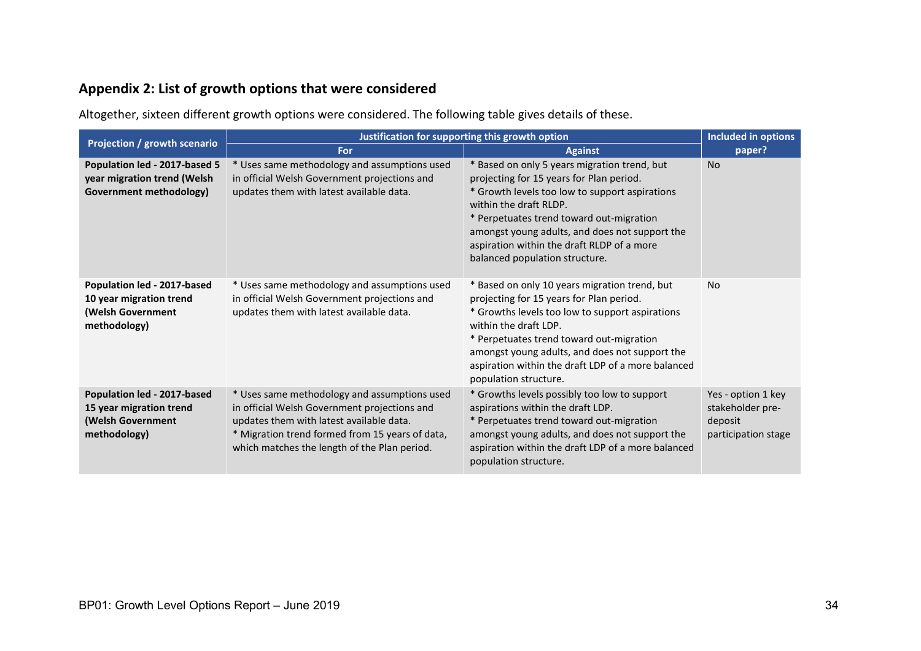## Appendix 2: List of growth options that were considered

Altogether, sixteen different growth options were considered. The following table gives details of these.

| Projection / growth scenario | Justification for supporting this growth option | | Included in options paper? |
|---|---|---|---|
| | For | Against | |
| **Population led - 2017-based 5 year migration trend (Welsh Government methodology)** | * Uses same methodology and assumptions used in official Welsh Government projections and updates them with latest available data. | * Based on only 5 years migration trend, but projecting for 15 years for Plan period.<br>* Growth levels too low to support aspirations within the draft RLDP.<br>* Perpetuates trend toward out-migration amongst young adults, and does not support the aspiration within the draft RLDP of a more balanced population structure. | No |
| **Population led - 2017-based 10 year migration trend (Welsh Government methodology)** | * Uses same methodology and assumptions used in official Welsh Government projections and updates them with latest available data. | * Based on only 10 years migration trend, but projecting for 15 years for Plan period.<br>* Growths levels too low to support aspirations within the draft LDP.<br>* Perpetuates trend toward out-migration amongst young adults, and does not support the aspiration within the draft LDP of a more balanced population structure. | No |
| **Population led - 2017-based 15 year migration trend (Welsh Government methodology)** | * Uses same methodology and assumptions used in official Welsh Government projections and updates them with latest available data.<br>* Migration trend formed from 15 years of data, which matches the length of the Plan period. | * Growths levels possibly too low to support aspirations within the draft LDP.<br>* Perpetuates trend toward out-migration amongst young adults, and does not support the aspiration within the draft LDP of a more balanced population structure. | Yes - option 1 key stakeholder pre-deposit participation stage |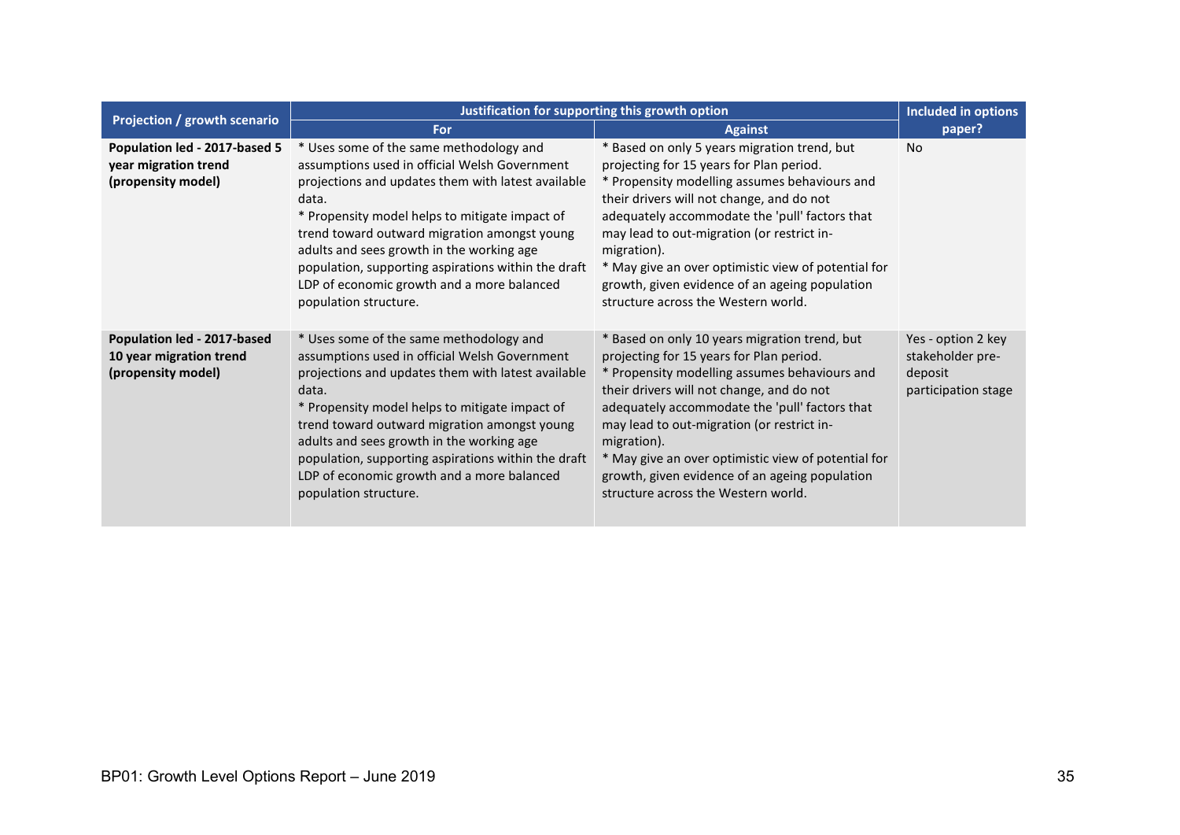| Projection / growth scenario | Justification for supporting this growth option | | Included in options paper? |
|---|---|---|---|
| | For | Against | |
| **Population led - 2017-based 5 year migration trend (propensity model)** | * Uses some of the same methodology and assumptions used in official Welsh Government projections and updates them with latest available data.<br>* Propensity model helps to mitigate impact of trend toward outward migration amongst young adults and sees growth in the working age population, supporting aspirations within the draft LDP of economic growth and a more balanced population structure. | * Based on only 5 years migration trend, but projecting for 15 years for Plan period.<br>* Propensity modelling assumes behaviours and their drivers will not change, and do not adequately accommodate the 'pull' factors that may lead to out-migration (or restrict in-migration).<br>* May give an over optimistic view of potential for growth, given evidence of an ageing population structure across the Western world. | No |
| **Population led - 2017-based 10 year migration trend (propensity model)** | * Uses some of the same methodology and assumptions used in official Welsh Government projections and updates them with latest available data.<br>* Propensity model helps to mitigate impact of trend toward outward migration amongst young adults and sees growth in the working age population, supporting aspirations within the draft LDP of economic growth and a more balanced population structure. | * Based on only 10 years migration trend, but projecting for 15 years for Plan period.<br>* Propensity modelling assumes behaviours and their drivers will not change, and do not adequately accommodate the 'pull' factors that may lead to out-migration (or restrict in-migration).<br>* May give an over optimistic view of potential for growth, given evidence of an ageing population structure across the Western world. | Yes - option 2 key stakeholder pre-deposit participation stage |

BP01: Growth Level Options Report – June 2019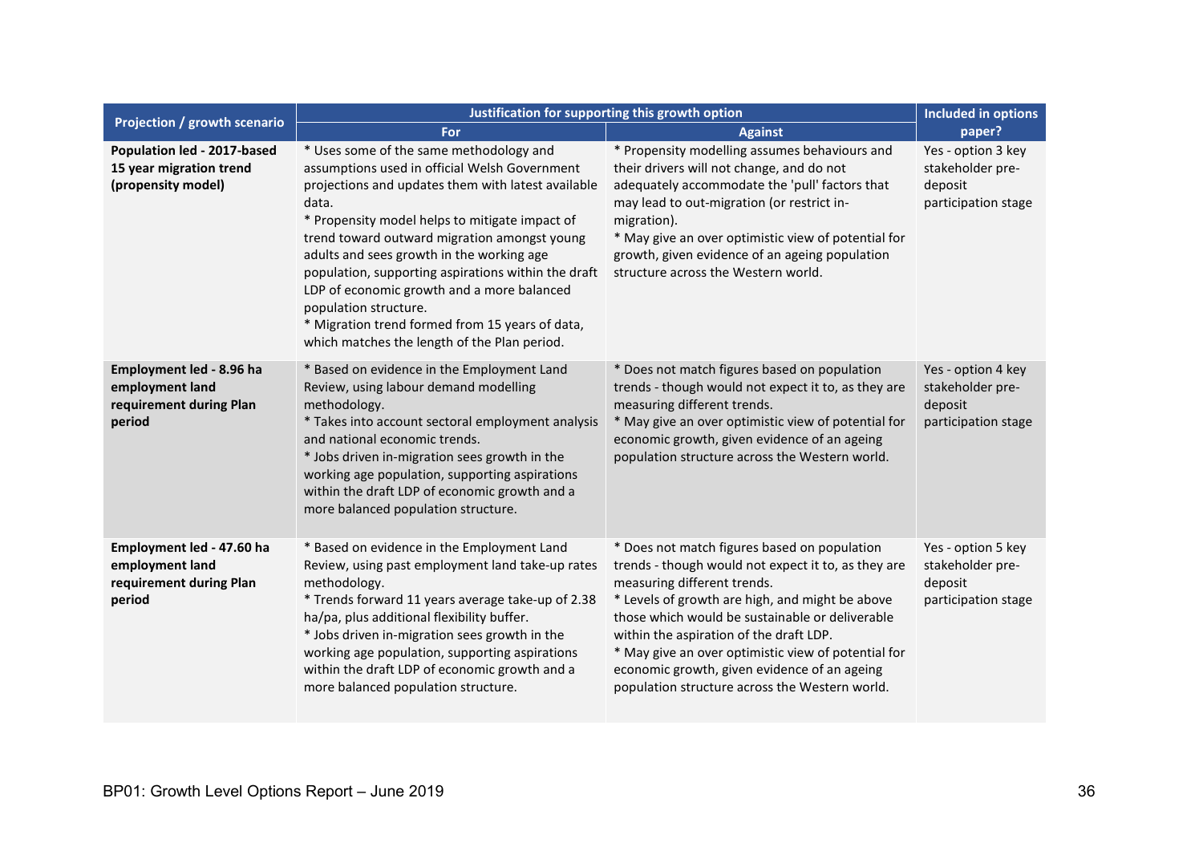| Projection / growth scenario | Justification for supporting this growth option | | Included in options paper? |
|---|---|---|---|
| | For | Against | |
| **Population led - 2017-based 15 year migration trend (propensity model)** | * Uses some of the same methodology and assumptions used in official Welsh Government projections and updates them with latest available data.<br>* Propensity model helps to mitigate impact of trend toward outward migration amongst young adults and sees growth in the working age population, supporting aspirations within the draft LDP of economic growth and a more balanced population structure.<br>* Migration trend formed from 15 years of data, which matches the length of the Plan period. | * Propensity modelling assumes behaviours and their drivers will not change, and do not adequately accommodate the 'pull' factors that may lead to out-migration (or restrict in-migration).<br>* May give an over optimistic view of potential for growth, given evidence of an ageing population structure across the Western world. | Yes - option 3 key stakeholder pre-deposit participation stage |
| **Employment led - 8.96 ha employment land requirement during Plan period** | * Based on evidence in the Employment Land Review, using labour demand modelling methodology.<br>* Takes into account sectoral employment analysis and national economic trends.<br>* Jobs driven in-migration sees growth in the working age population, supporting aspirations within the draft LDP of economic growth and a more balanced population structure. | * Does not match figures based on population trends - though would not expect it to, as they are measuring different trends.<br>* May give an over optimistic view of potential for economic growth, given evidence of an ageing population structure across the Western world. | Yes - option 4 key stakeholder pre-deposit participation stage |
| **Employment led - 47.60 ha employment land requirement during Plan period** | * Based on evidence in the Employment Land Review, using past employment land take-up rates methodology.<br>* Trends forward 11 years average take-up of 2.38 ha/pa, plus additional flexibility buffer.<br>* Jobs driven in-migration sees growth in the working age population, supporting aspirations within the draft LDP of economic growth and a more balanced population structure. | * Does not match figures based on population trends - though would not expect it to, as they are measuring different trends.<br>* Levels of growth are high, and might be above those which would be sustainable or deliverable within the aspiration of the draft LDP.<br>* May give an over optimistic view of potential for economic growth, given evidence of an ageing population structure across the Western world. | Yes - option 5 key stakeholder pre-deposit participation stage |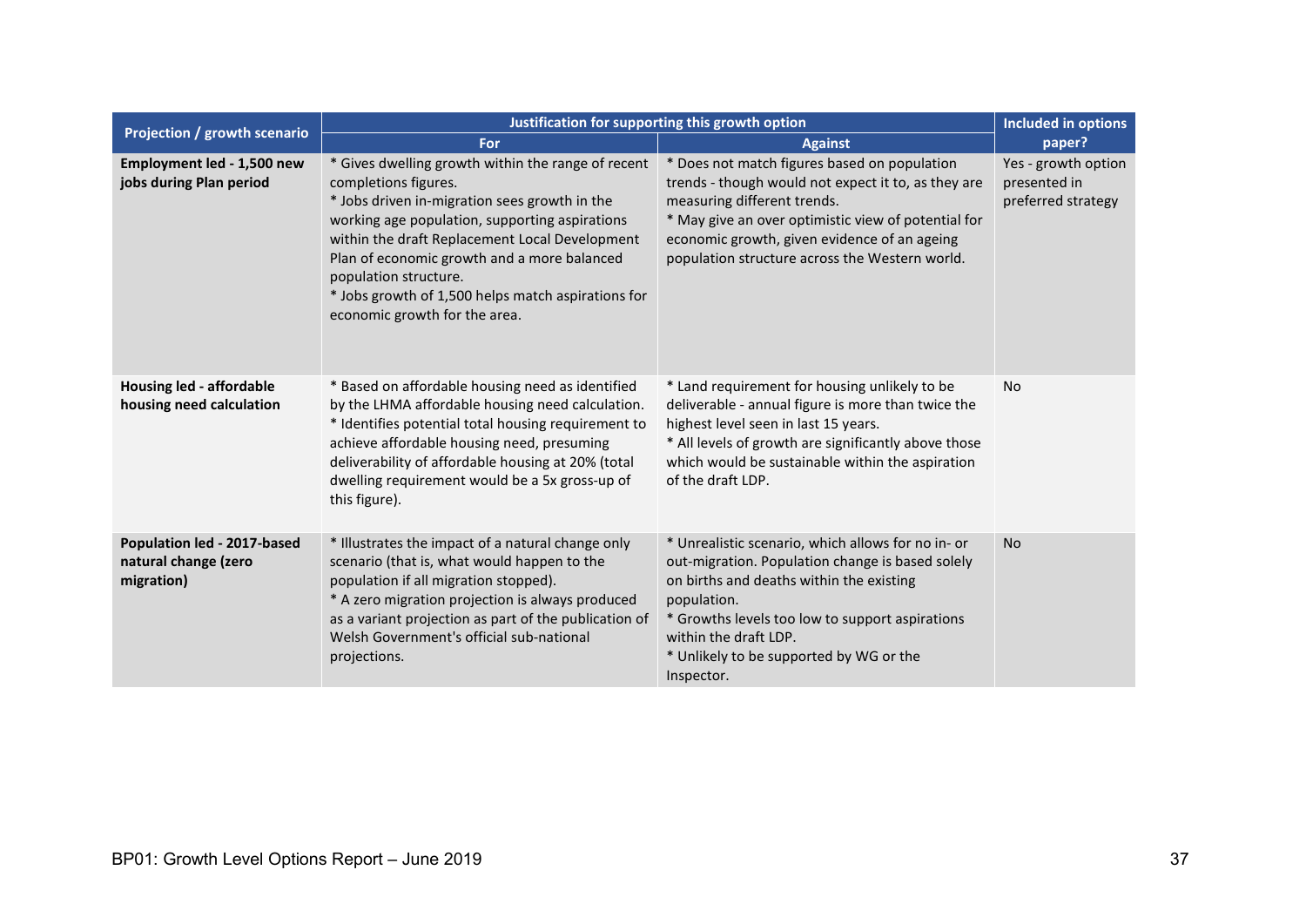| Projection / growth scenario | Justification for supporting this growth option | | Included in options paper? |
|---|---|---|---|
| | For | Against | |
| **Employment led - 1,500 new jobs during Plan period** | * Gives dwelling growth within the range of recent completions figures.<br>* Jobs driven in-migration sees growth in the working age population, supporting aspirations within the draft Replacement Local Development Plan of economic growth and a more balanced population structure.<br>* Jobs growth of 1,500 helps match aspirations for economic growth for the area. | * Does not match figures based on population trends - though would not expect it to, as they are measuring different trends.<br>* May give an over optimistic view of potential for economic growth, given evidence of an ageing population structure across the Western world. | Yes - growth option presented in preferred strategy |
| **Housing led - affordable housing need calculation** | * Based on affordable housing need as identified by the LHMA affordable housing need calculation.<br>* Identifies potential total housing requirement to achieve affordable housing need, presuming deliverability of affordable housing at 20% (total dwelling requirement would be a 5x gross-up of this figure). | * Land requirement for housing unlikely to be deliverable - annual figure is more than twice the highest level seen in last 15 years.<br>* All levels of growth are significantly above those which would be sustainable within the aspiration of the draft LDP. | No |
| **Population led - 2017-based natural change (zero migration)** | * Illustrates the impact of a natural change only scenario (that is, what would happen to the population if all migration stopped).<br>* A zero migration projection is always produced as a variant projection as part of the publication of Welsh Government's official sub-national projections. | * Unrealistic scenario, which allows for no in- or out-migration. Population change is based solely on births and deaths within the existing population.<br>* Growths levels too low to support aspirations within the draft LDP.<br>* Unlikely to be supported by WG or the Inspector. | No |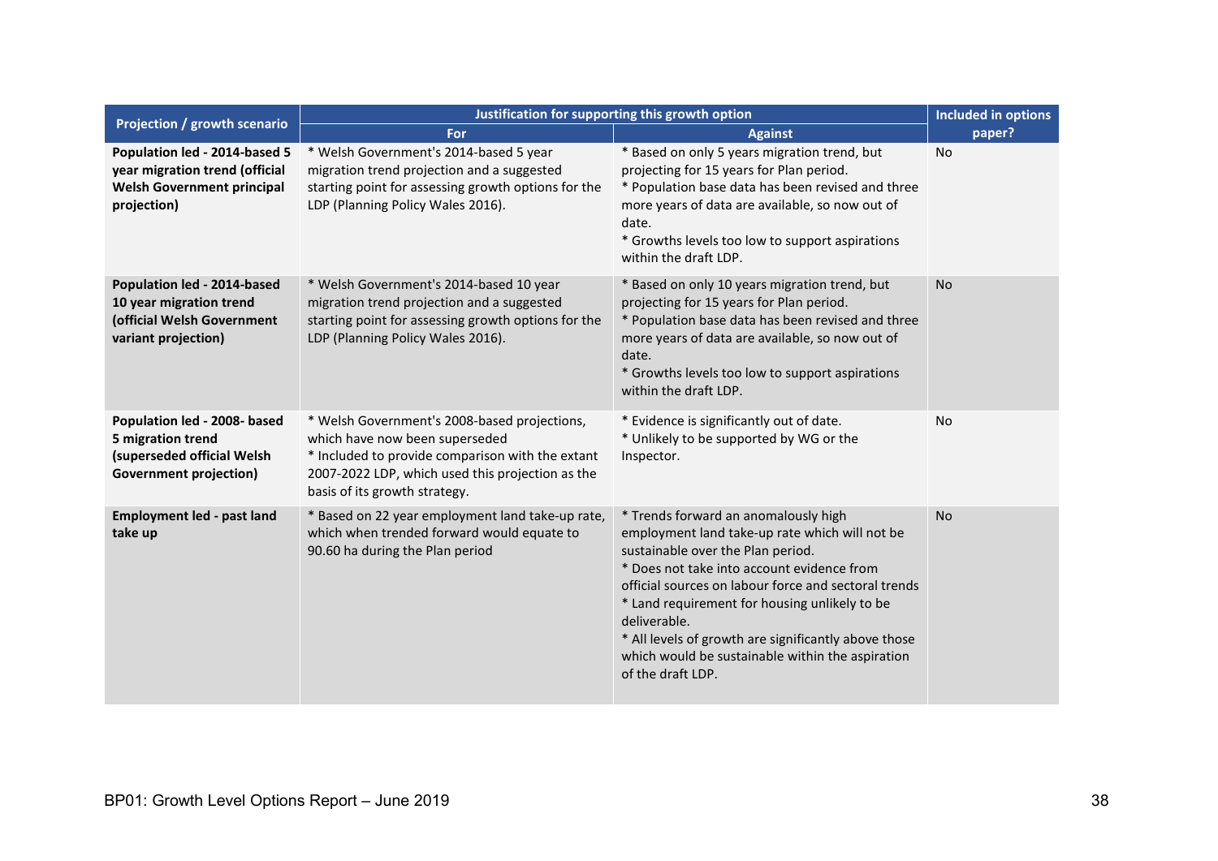| Projection / growth scenario | Justification for supporting this growth option | | Included in options paper? |
|---|---|---|---|
| | For | Against | |
| **Population led - 2014-based 5 year migration trend (official Welsh Government principal projection)** | * Welsh Government's 2014-based 5 year migration trend projection and a suggested starting point for assessing growth options for the LDP (Planning Policy Wales 2016). | * Based on only 5 years migration trend, but projecting for 15 years for Plan period.<br>* Population base data has been revised and three more years of data are available, so now out of date.<br>* Growths levels too low to support aspirations within the draft LDP. | No |
| **Population led - 2014-based 10 year migration trend (official Welsh Government variant projection)** | * Welsh Government's 2014-based 10 year migration trend projection and a suggested starting point for assessing growth options for the LDP (Planning Policy Wales 2016). | * Based on only 10 years migration trend, but projecting for 15 years for Plan period.<br>* Population base data has been revised and three more years of data are available, so now out of date.<br>* Growths levels too low to support aspirations within the draft LDP. | No |
| **Population led - 2008- based 5 migration trend (superseded official Welsh Government projection)** | * Welsh Government's 2008-based projections, which have now been superseded<br>* Included to provide comparison with the extant 2007-2022 LDP, which used this projection as the basis of its growth strategy. | * Evidence is significantly out of date.<br>* Unlikely to be supported by WG or the Inspector. | No |
| **Employment led - past land take up** | * Based on 22 year employment land take-up rate, which when trended forward would equate to 90.60 ha during the Plan period | * Trends forward an anomalously high employment land take-up rate which will not be sustainable over the Plan period.<br>* Does not take into account evidence from official sources on labour force and sectoral trends<br>* Land requirement for housing unlikely to be deliverable.<br>* All levels of growth are significantly above those which would be sustainable within the aspiration of the draft LDP. | No |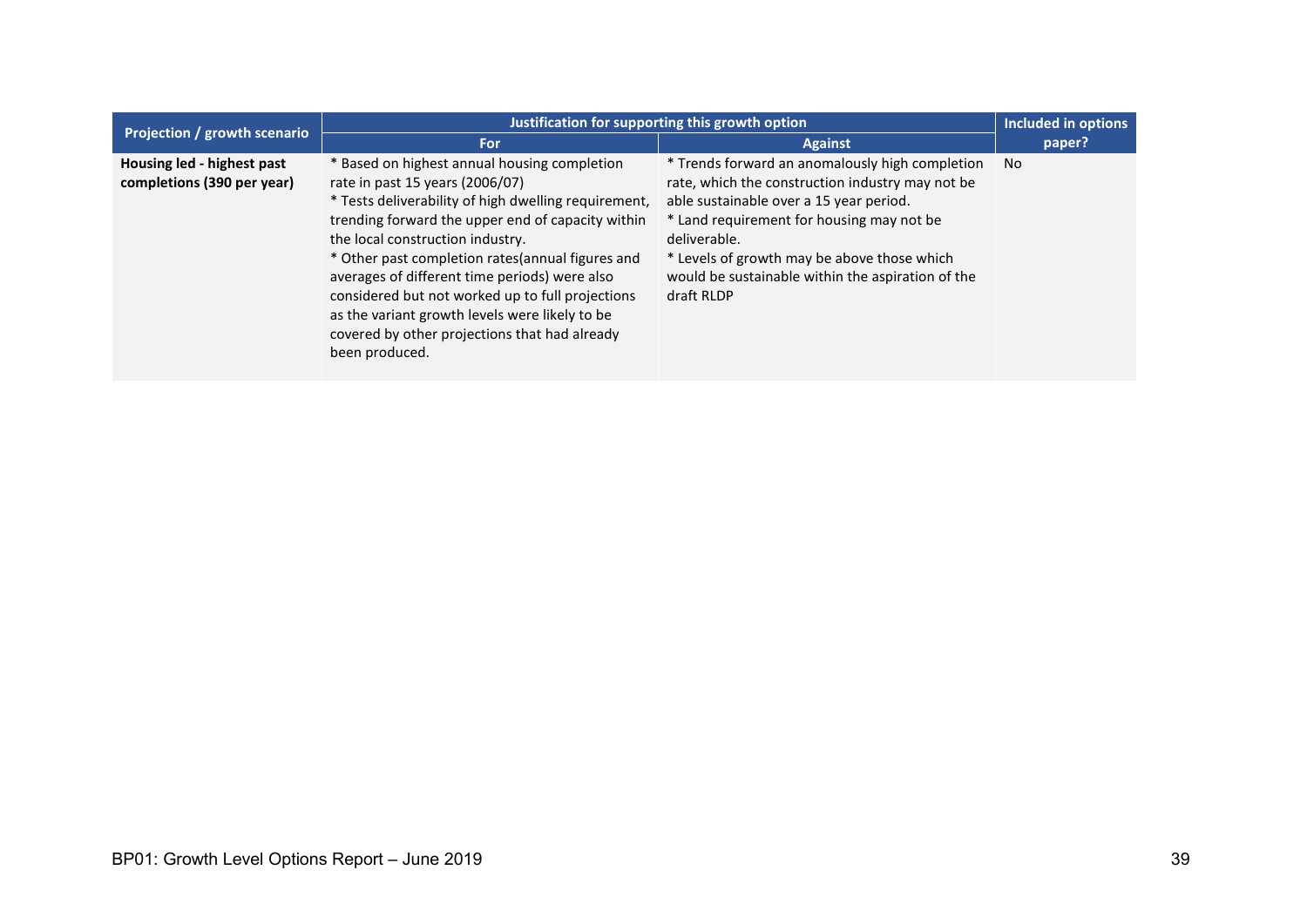| Projection / growth scenario | Justification for supporting this growth option | | Included in options paper? |
|---|---|---|---|
| | For | Against | |
| **Housing led - highest past completions (390 per year)** | * Based on highest annual housing completion rate in past 15 years (2006/07)<br>* Tests deliverability of high dwelling requirement, trending forward the upper end of capacity within the local construction industry.<br>* Other past completion rates(annual figures and averages of different time periods) were also considered but not worked up to full projections as the variant growth levels were likely to be covered by other projections that had already been produced. | * Trends forward an anomalously high completion rate, which the construction industry may not be able sustainable over a 15 year period.<br>* Land requirement for housing may not be deliverable.<br>* Levels of growth may be above those which would be sustainable within the aspiration of the draft RLDP | No |